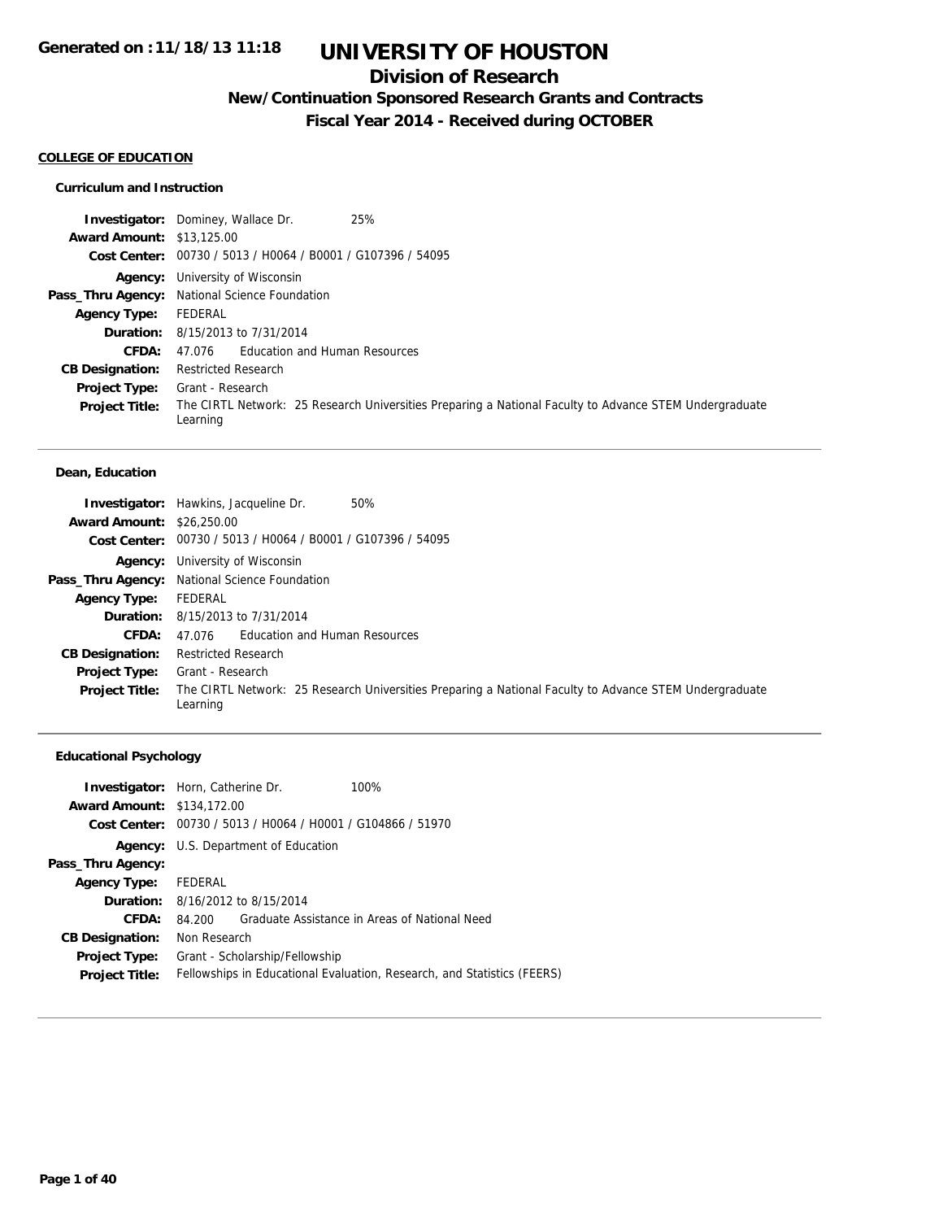**Generated on :11/18/13 11:18**

# UNIVERSITY OF HOUSTON

## Division of Research

### New/Continuation Sponsored Research Grants and Contracts

### Fiscal Year 2014 - Received during OCTOBER

**COLLEGE OF EDUCATION**

**Curriculum and Instruction**

**Investigator:** Dominey, Wallace Dr. 25%
**Award Amount:** $13,125.00
**Cost Center:** 00730 / 5013 / H0064 / B0001 / G107396 / 54095
**Agency:** University of Wisconsin
**Pass_Thru Agency:** National Science Foundation
**Agency Type:** FEDERAL
**Duration:** 8/15/2013 to 7/31/2014
**CFDA:** 47.076 Education and Human Resources
**CB Designation:** Restricted Research
**Project Type:** Grant - Research
**Project Title:** The CIRTL Network: 25 Research Universities Preparing a National Faculty to Advance STEM Undergraduate Learning

---

**Dean, Education**

**Investigator:** Hawkins, Jacqueline Dr. 50%
**Award Amount:** $26,250.00
**Cost Center:** 00730 / 5013 / H0064 / B0001 / G107396 / 54095
**Agency:** University of Wisconsin
**Pass_Thru Agency:** National Science Foundation
**Agency Type:** FEDERAL
**Duration:** 8/15/2013 to 7/31/2014
**CFDA:** 47.076 Education and Human Resources
**CB Designation:** Restricted Research
**Project Type:** Grant - Research
**Project Title:** The CIRTL Network: 25 Research Universities Preparing a National Faculty to Advance STEM Undergraduate Learning

---

**Educational Psychology**

**Investigator:** Horn, Catherine Dr. 100%
**Award Amount:** $134,172.00
**Cost Center:** 00730 / 5013 / H0064 / H0001 / G104866 / 51970
**Agency:** U.S. Department of Education
**Pass_Thru Agency:**
**Agency Type:** FEDERAL
**Duration:** 8/16/2012 to 8/15/2014
**CFDA:** 84.200 Graduate Assistance in Areas of National Need
**CB Designation:** Non Research
**Project Type:** Grant - Scholarship/Fellowship
**Project Title:** Fellowships in Educational Evaluation, Research, and Statistics (FEERS)

---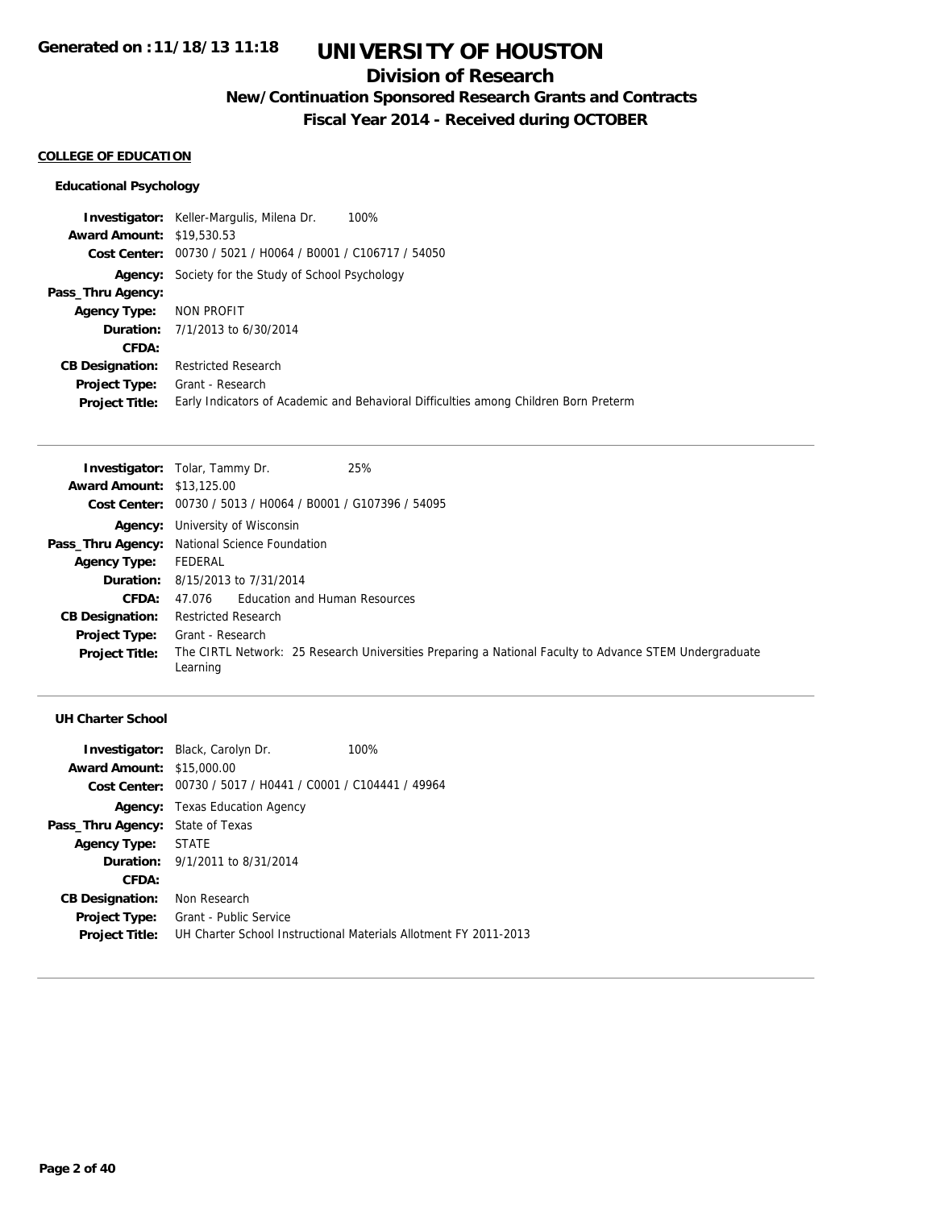# UNIVERSITY OF HOUSTON

## Division of Research

### New/Continuation Sponsored Research Grants and Contracts

### Fiscal Year 2014 - Received during OCTOBER

Generated on :11/18/13 11:18

**COLLEGE OF EDUCATION**

**Educational Psychology**

**Investigator:** Keller-Margulis, Milena Dr. 100%
**Award Amount:** $19,530.53
**Cost Center:** 00730 / 5021 / H0064 / B0001 / C106717 / 54050
**Agency:** Society for the Study of School Psychology
**Pass_Thru Agency:**
**Agency Type:** NON PROFIT
**Duration:** 7/1/2013 to 6/30/2014
**CFDA:**
**CB Designation:** Restricted Research
**Project Type:** Grant - Research
**Project Title:** Early Indicators of Academic and Behavioral Difficulties among Children Born Preterm

---

**Investigator:** Tolar, Tammy Dr. 25%
**Award Amount:** $13,125.00
**Cost Center:** 00730 / 5013 / H0064 / B0001 / G107396 / 54095
**Agency:** University of Wisconsin
**Pass_Thru Agency:** National Science Foundation
**Agency Type:** FEDERAL
**Duration:** 8/15/2013 to 7/31/2014
**CFDA:** 47.076 Education and Human Resources
**CB Designation:** Restricted Research
**Project Type:** Grant - Research
**Project Title:** The CIRTL Network: 25 Research Universities Preparing a National Faculty to Advance STEM Undergraduate Learning

---

**UH Charter School**

**Investigator:** Black, Carolyn Dr. 100%
**Award Amount:** $15,000.00
**Cost Center:** 00730 / 5017 / H0441 / C0001 / C104441 / 49964
**Agency:** Texas Education Agency
**Pass_Thru Agency:** State of Texas
**Agency Type:** STATE
**Duration:** 9/1/2011 to 8/31/2014
**CFDA:**
**CB Designation:** Non Research
**Project Type:** Grant - Public Service
**Project Title:** UH Charter School Instructional Materials Allotment FY 2011-2013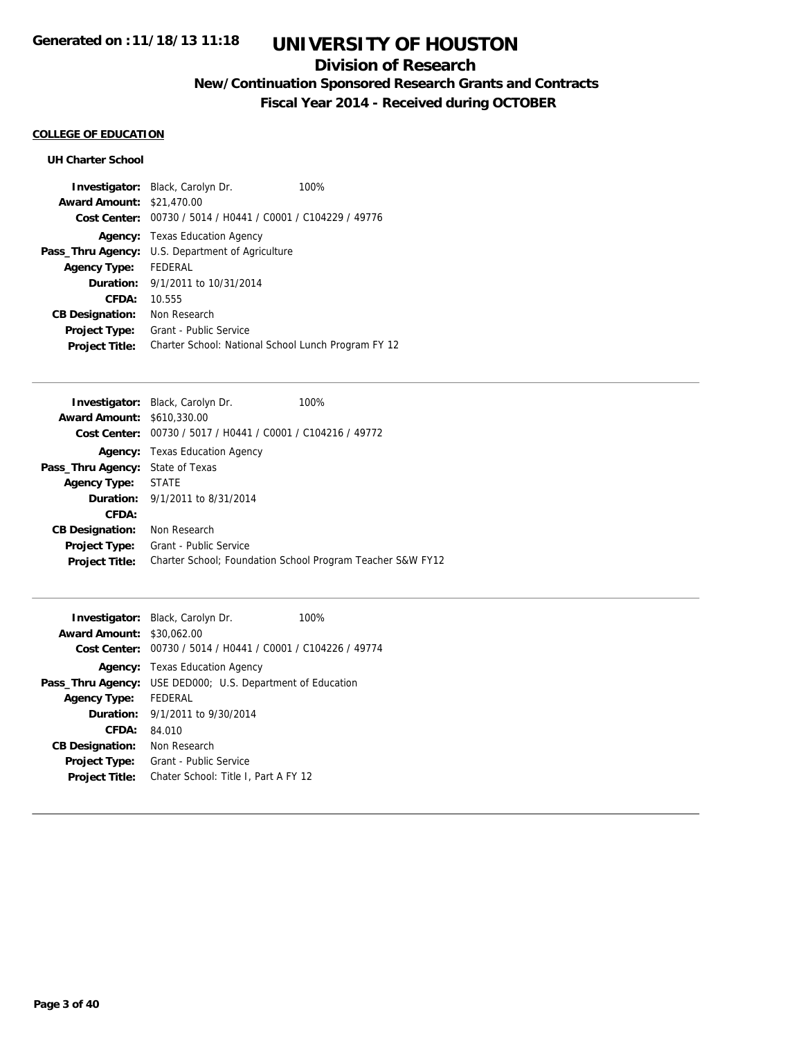**Generated on :11/18/13 11:18**

# UNIVERSITY OF HOUSTON

## Division of Research

### New/Continuation Sponsored Research Grants and Contracts

### Fiscal Year 2014 - Received during OCTOBER

**COLLEGE OF EDUCATION**

**UH Charter School**

**Investigator:** Black, Carolyn Dr. 100%
**Award Amount:** $21,470.00
**Cost Center:** 00730 / 5014 / H0441 / C0001 / C104229 / 49776
**Agency:** Texas Education Agency
**Pass_Thru Agency:** U.S. Department of Agriculture
**Agency Type:** FEDERAL
**Duration:** 9/1/2011 to 10/31/2014
**CFDA:** 10.555
**CB Designation:** Non Research
**Project Type:** Grant - Public Service
**Project Title:** Charter School: National School Lunch Program FY 12

---

**Investigator:** Black, Carolyn Dr. 100%
**Award Amount:** $610,330.00
**Cost Center:** 00730 / 5017 / H0441 / C0001 / C104216 / 49772
**Agency:** Texas Education Agency
**Pass_Thru Agency:** State of Texas
**Agency Type:** STATE
**Duration:** 9/1/2011 to 8/31/2014
**CFDA:**
**CB Designation:** Non Research
**Project Type:** Grant - Public Service
**Project Title:** Charter School; Foundation School Program Teacher S&W FY12

---

**Investigator:** Black, Carolyn Dr. 100%
**Award Amount:** $30,062.00
**Cost Center:** 00730 / 5014 / H0441 / C0001 / C104226 / 49774
**Agency:** Texas Education Agency
**Pass_Thru Agency:** USE DED000; U.S. Department of Education
**Agency Type:** FEDERAL
**Duration:** 9/1/2011 to 9/30/2014
**CFDA:** 84.010
**CB Designation:** Non Research
**Project Type:** Grant - Public Service
**Project Title:** Chater School: Title I, Part A FY 12

---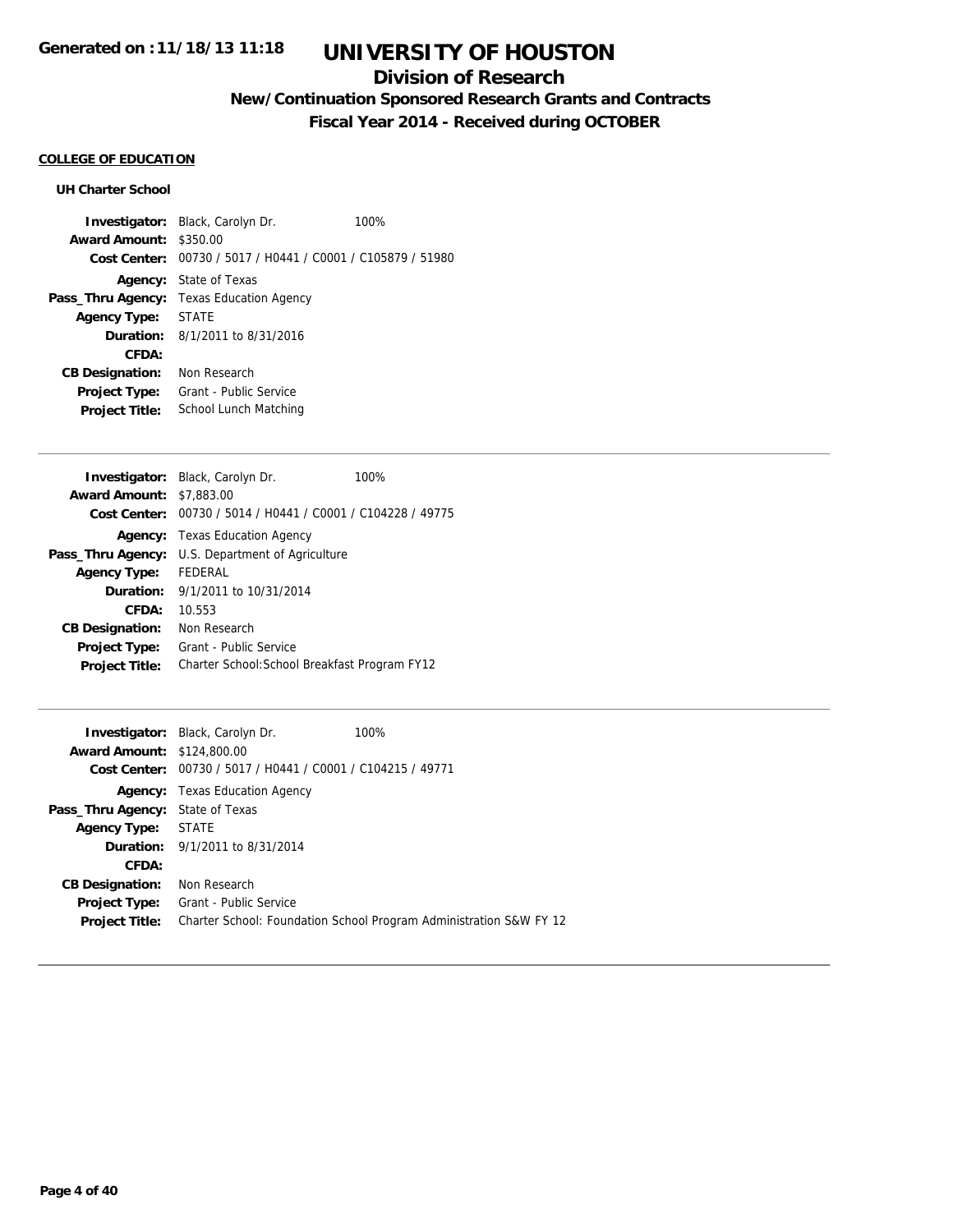### COLLEGE OF EDUCATION

#### UH Charter School

**Investigator:** Black, Carolyn Dr. 100%
**Award Amount:** $350.00
**Cost Center:** 00730 / 5017 / H0441 / C0001 / C105879 / 51980
**Agency:** State of Texas
**Pass_Thru Agency:** Texas Education Agency
**Agency Type:** STATE
**Duration:** 8/1/2011 to 8/31/2016
**CFDA:**
**CB Designation:** Non Research
**Project Type:** Grant - Public Service
**Project Title:** School Lunch Matching

---

**Investigator:** Black, Carolyn Dr. 100%
**Award Amount:** $7,883.00
**Cost Center:** 00730 / 5014 / H0441 / C0001 / C104228 / 49775
**Agency:** Texas Education Agency
**Pass_Thru Agency:** U.S. Department of Agriculture
**Agency Type:** FEDERAL
**Duration:** 9/1/2011 to 10/31/2014
**CFDA:** 10.553
**CB Designation:** Non Research
**Project Type:** Grant - Public Service
**Project Title:** Charter School:School Breakfast Program FY12

---

**Investigator:** Black, Carolyn Dr. 100%
**Award Amount:** $124,800.00
**Cost Center:** 00730 / 5017 / H0441 / C0001 / C104215 / 49771
**Agency:** Texas Education Agency
**Pass_Thru Agency:** State of Texas
**Agency Type:** STATE
**Duration:** 9/1/2011 to 8/31/2014
**CFDA:**
**CB Designation:** Non Research
**Project Type:** Grant - Public Service
**Project Title:** Charter School: Foundation School Program Administration S&W FY 12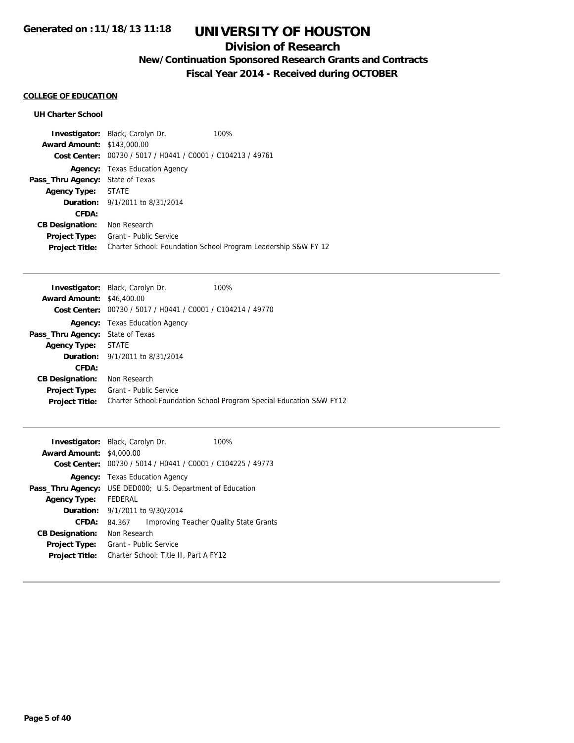# UNIVERSITY OF HOUSTON

## Division of Research

### New/Continuation Sponsored Research Grants and Contracts

### Fiscal Year 2014 - Received during OCTOBER

**Generated on :11/18/13 11:18**

#### COLLEGE OF EDUCATION

**UH Charter School**

**Investigator:** Black, Carolyn Dr. 100%
**Award Amount:** $143,000.00
**Cost Center:** 00730 / 5017 / H0441 / C0001 / C104213 / 49761
**Agency:** Texas Education Agency
**Pass_Thru Agency:** State of Texas
**Agency Type:** STATE
**Duration:** 9/1/2011 to 8/31/2014
**CFDA:**
**CB Designation:** Non Research
**Project Type:** Grant - Public Service
**Project Title:** Charter School: Foundation School Program Leadership S&W FY 12

---

**Investigator:** Black, Carolyn Dr. 100%
**Award Amount:** $46,400.00
**Cost Center:** 00730 / 5017 / H0441 / C0001 / C104214 / 49770
**Agency:** Texas Education Agency
**Pass_Thru Agency:** State of Texas
**Agency Type:** STATE
**Duration:** 9/1/2011 to 8/31/2014
**CFDA:**
**CB Designation:** Non Research
**Project Type:** Grant - Public Service
**Project Title:** Charter School:Foundation School Program Special Education S&W FY12

---

**Investigator:** Black, Carolyn Dr. 100%
**Award Amount:** $4,000.00
**Cost Center:** 00730 / 5014 / H0441 / C0001 / C104225 / 49773
**Agency:** Texas Education Agency
**Pass_Thru Agency:** USE DED000; U.S. Department of Education
**Agency Type:** FEDERAL
**Duration:** 9/1/2011 to 9/30/2014
**CFDA:** 84.367 Improving Teacher Quality State Grants
**CB Designation:** Non Research
**Project Type:** Grant - Public Service
**Project Title:** Charter School: Title II, Part A FY12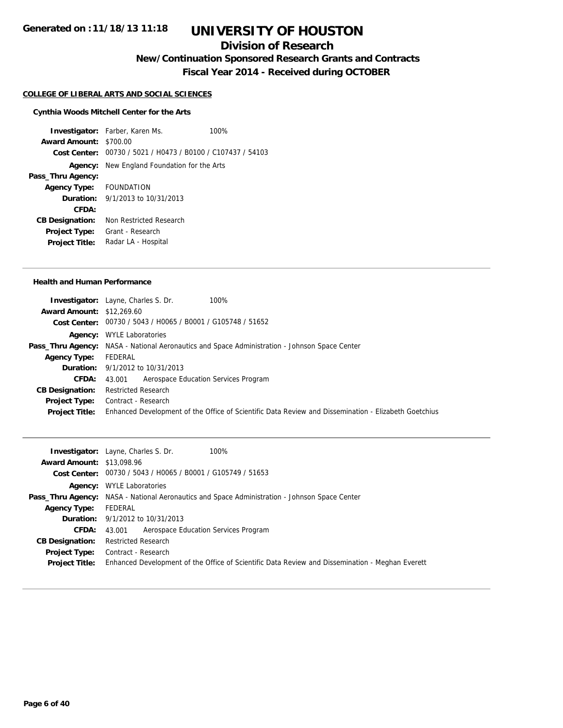**Generated on :11/18/13 11:18**

# UNIVERSITY OF HOUSTON

## Division of Research

### New/Continuation Sponsored Research Grants and Contracts

### Fiscal Year 2014 - Received during OCTOBER

**COLLEGE OF LIBERAL ARTS AND SOCIAL SCIENCES**

**Cynthia Woods Mitchell Center for the Arts**

**Investigator:** Farber, Karen Ms. 100%
**Award Amount:** $700.00
**Cost Center:** 00730 / 5021 / H0473 / B0100 / C107437 / 54103
**Agency:** New England Foundation for the Arts
**Pass_Thru Agency:**
**Agency Type:** FOUNDATION
**Duration:** 9/1/2013 to 10/31/2013
**CFDA:**
**CB Designation:** Non Restricted Research
**Project Type:** Grant - Research
**Project Title:** Radar LA - Hospital

---

**Health and Human Performance**

**Investigator:** Layne, Charles S. Dr. 100%
**Award Amount:** $12,269.60
**Cost Center:** 00730 / 5043 / H0065 / B0001 / G105748 / 51652
**Agency:** WYLE Laboratories
**Pass_Thru Agency:** NASA - National Aeronautics and Space Administration - Johnson Space Center
**Agency Type:** FEDERAL
**Duration:** 9/1/2012 to 10/31/2013
**CFDA:** 43.001 Aerospace Education Services Program
**CB Designation:** Restricted Research
**Project Type:** Contract - Research
**Project Title:** Enhanced Development of the Office of Scientific Data Review and Dissemination - Elizabeth Goetchius

---

**Investigator:** Layne, Charles S. Dr. 100%
**Award Amount:** $13,098.96
**Cost Center:** 00730 / 5043 / H0065 / B0001 / G105749 / 51653
**Agency:** WYLE Laboratories
**Pass_Thru Agency:** NASA - National Aeronautics and Space Administration - Johnson Space Center
**Agency Type:** FEDERAL
**Duration:** 9/1/2012 to 10/31/2013
**CFDA:** 43.001 Aerospace Education Services Program
**CB Designation:** Restricted Research
**Project Type:** Contract - Research
**Project Title:** Enhanced Development of the Office of Scientific Data Review and Dissemination - Meghan Everett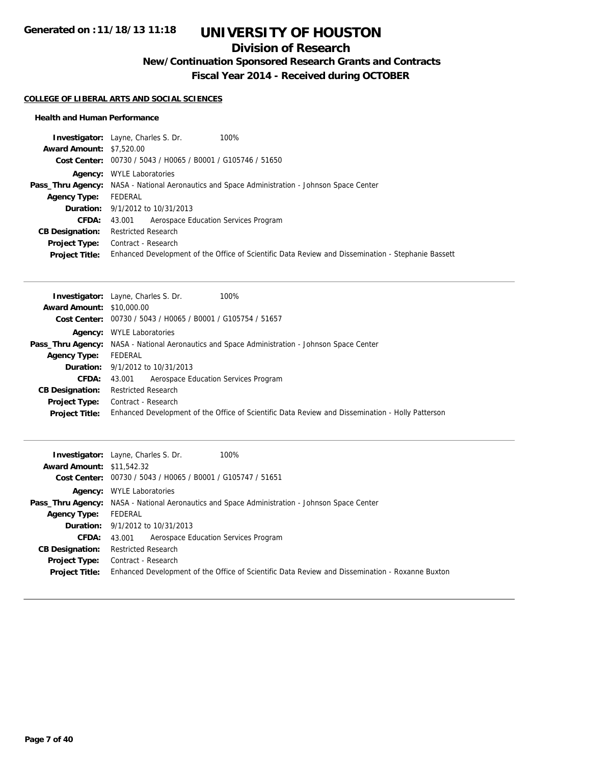# UNIVERSITY OF HOUSTON

## Division of Research

### New/Continuation Sponsored Research Grants and Contracts

### Fiscal Year 2014 - Received during OCTOBER

Generated on :11/18/13 11:18

**COLLEGE OF LIBERAL ARTS AND SOCIAL SCIENCES**

**Health and Human Performance**

**Investigator:** Layne, Charles S. Dr. 100%
**Award Amount:** $7,520.00
**Cost Center:** 00730 / 5043 / H0065 / B0001 / G105746 / 51650
**Agency:** WYLE Laboratories
**Pass_Thru Agency:** NASA - National Aeronautics and Space Administration - Johnson Space Center
**Agency Type:** FEDERAL
**Duration:** 9/1/2012 to 10/31/2013
**CFDA:** 43.001 Aerospace Education Services Program
**CB Designation:** Restricted Research
**Project Type:** Contract - Research
**Project Title:** Enhanced Development of the Office of Scientific Data Review and Dissemination - Stephanie Bassett

---

**Investigator:** Layne, Charles S. Dr. 100%
**Award Amount:** $10,000.00
**Cost Center:** 00730 / 5043 / H0065 / B0001 / G105754 / 51657
**Agency:** WYLE Laboratories
**Pass_Thru Agency:** NASA - National Aeronautics and Space Administration - Johnson Space Center
**Agency Type:** FEDERAL
**Duration:** 9/1/2012 to 10/31/2013
**CFDA:** 43.001 Aerospace Education Services Program
**CB Designation:** Restricted Research
**Project Type:** Contract - Research
**Project Title:** Enhanced Development of the Office of Scientific Data Review and Dissemination - Holly Patterson

---

**Investigator:** Layne, Charles S. Dr. 100%
**Award Amount:** $11,542.32
**Cost Center:** 00730 / 5043 / H0065 / B0001 / G105747 / 51651
**Agency:** WYLE Laboratories
**Pass_Thru Agency:** NASA - National Aeronautics and Space Administration - Johnson Space Center
**Agency Type:** FEDERAL
**Duration:** 9/1/2012 to 10/31/2013
**CFDA:** 43.001 Aerospace Education Services Program
**CB Designation:** Restricted Research
**Project Type:** Contract - Research
**Project Title:** Enhanced Development of the Office of Scientific Data Review and Dissemination - Roxanne Buxton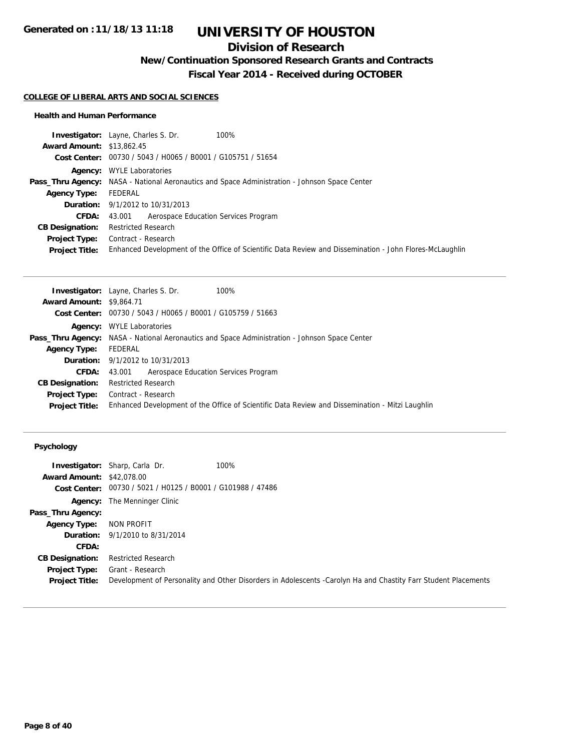# UNIVERSITY OF HOUSTON

## Division of Research

### New/Continuation Sponsored Research Grants and Contracts

### Fiscal Year 2014 - Received during OCTOBER

Generated on :11/18/13 11:18

**COLLEGE OF LIBERAL ARTS AND SOCIAL SCIENCES**

**Health and Human Performance**

| | |
|---|---|
| **Investigator:** | Layne, Charles S. Dr. 100% |
| **Award Amount:** | $13,862.45 |
| **Cost Center:** | 00730 / 5043 / H0065 / B0001 / G105751 / 51654 |
| **Agency:** | WYLE Laboratories |
| **Pass_Thru Agency:** | NASA - National Aeronautics and Space Administration - Johnson Space Center |
| **Agency Type:** | FEDERAL |
| **Duration:** | 9/1/2012 to 10/31/2013 |
| **CFDA:** | 43.001 Aerospace Education Services Program |
| **CB Designation:** | Restricted Research |
| **Project Type:** | Contract - Research |
| **Project Title:** | Enhanced Development of the Office of Scientific Data Review and Dissemination - John Flores-McLaughlin |

| | |
|---|---|
| **Investigator:** | Layne, Charles S. Dr. 100% |
| **Award Amount:** | $9,864.71 |
| **Cost Center:** | 00730 / 5043 / H0065 / B0001 / G105759 / 51663 |
| **Agency:** | WYLE Laboratories |
| **Pass_Thru Agency:** | NASA - National Aeronautics and Space Administration - Johnson Space Center |
| **Agency Type:** | FEDERAL |
| **Duration:** | 9/1/2012 to 10/31/2013 |
| **CFDA:** | 43.001 Aerospace Education Services Program |
| **CB Designation:** | Restricted Research |
| **Project Type:** | Contract - Research |
| **Project Title:** | Enhanced Development of the Office of Scientific Data Review and Dissemination - Mitzi Laughlin |

**Psychology**

| | |
|---|---|
| **Investigator:** | Sharp, Carla Dr. 100% |
| **Award Amount:** | $42,078.00 |
| **Cost Center:** | 00730 / 5021 / H0125 / B0001 / G101988 / 47486 |
| **Agency:** | The Menninger Clinic |
| **Pass_Thru Agency:** | |
| **Agency Type:** | NON PROFIT |
| **Duration:** | 9/1/2010 to 8/31/2014 |
| **CFDA:** | |
| **CB Designation:** | Restricted Research |
| **Project Type:** | Grant - Research |
| **Project Title:** | Development of Personality and Other Disorders in Adolescents -Carolyn Ha and Chastity Farr Student Placements |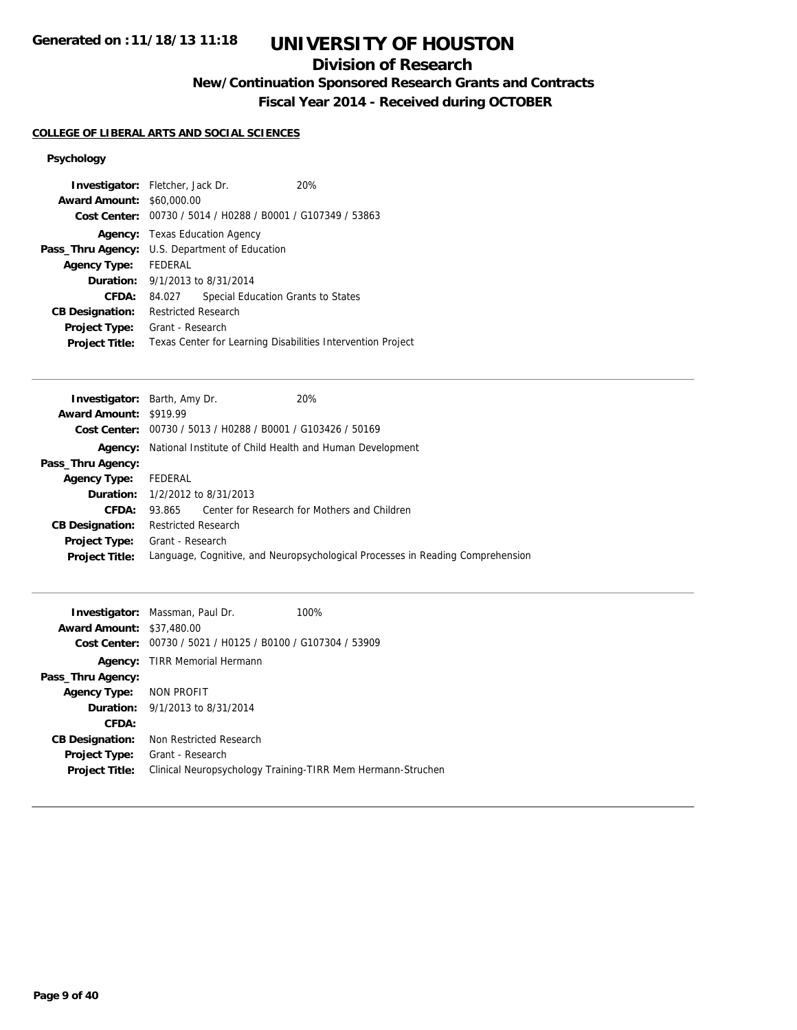# UNIVERSITY OF HOUSTON

## Division of Research

### New/Continuation Sponsored Research Grants and Contracts

### Fiscal Year 2014 - Received during OCTOBER

Generated on :11/18/13 11:18

**COLLEGE OF LIBERAL ARTS AND SOCIAL SCIENCES**

**Psychology**

**Investigator:** Fletcher, Jack Dr. 20%
**Award Amount:** $60,000.00
**Cost Center:** 00730 / 5014 / H0288 / B0001 / G107349 / 53863
**Agency:** Texas Education Agency
**Pass_Thru Agency:** U.S. Department of Education
**Agency Type:** FEDERAL
**Duration:** 9/1/2013 to 8/31/2014
**CFDA:** 84.027 Special Education Grants to States
**CB Designation:** Restricted Research
**Project Type:** Grant - Research
**Project Title:** Texas Center for Learning Disabilities Intervention Project

---

**Investigator:** Barth, Amy Dr. 20%
**Award Amount:** $919.99
**Cost Center:** 00730 / 5013 / H0288 / B0001 / G103426 / 50169
**Agency:** National Institute of Child Health and Human Development
**Pass_Thru Agency:**
**Agency Type:** FEDERAL
**Duration:** 1/2/2012 to 8/31/2013
**CFDA:** 93.865 Center for Research for Mothers and Children
**CB Designation:** Restricted Research
**Project Type:** Grant - Research
**Project Title:** Language, Cognitive, and Neuropsychological Processes in Reading Comprehension

---

**Investigator:** Massman, Paul Dr. 100%
**Award Amount:** $37,480.00
**Cost Center:** 00730 / 5021 / H0125 / B0100 / G107304 / 53909
**Agency:** TIRR Memorial Hermann
**Pass_Thru Agency:**
**Agency Type:** NON PROFIT
**Duration:** 9/1/2013 to 8/31/2014
**CFDA:**
**CB Designation:** Non Restricted Research
**Project Type:** Grant - Research
**Project Title:** Clinical Neuropsychology Training-TIRR Mem Hermann-Struchen

---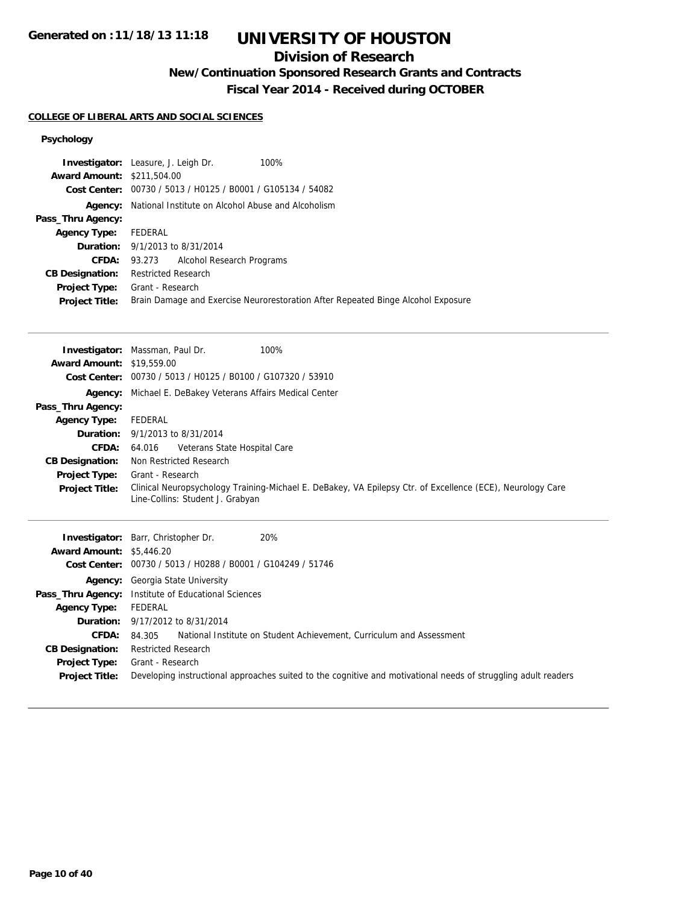# UNIVERSITY OF HOUSTON

## Division of Research

### New/Continuation Sponsored Research Grants and Contracts

### Fiscal Year 2014 - Received during OCTOBER

Generated on :11/18/13 11:18

**COLLEGE OF LIBERAL ARTS AND SOCIAL SCIENCES**

**Psychology**

**Investigator:** Leasure, J. Leigh Dr. 100%
**Award Amount:** $211,504.00
**Cost Center:** 00730 / 5013 / H0125 / B0001 / G105134 / 54082
**Agency:** National Institute on Alcohol Abuse and Alcoholism
**Pass_Thru Agency:**
**Agency Type:** FEDERAL
**Duration:** 9/1/2013 to 8/31/2014
**CFDA:** 93.273 Alcohol Research Programs
**CB Designation:** Restricted Research
**Project Type:** Grant - Research
**Project Title:** Brain Damage and Exercise Neurorestoration After Repeated Binge Alcohol Exposure

---

**Investigator:** Massman, Paul Dr. 100%
**Award Amount:** $19,559.00
**Cost Center:** 00730 / 5013 / H0125 / B0100 / G107320 / 53910
**Agency:** Michael E. DeBakey Veterans Affairs Medical Center
**Pass_Thru Agency:**
**Agency Type:** FEDERAL
**Duration:** 9/1/2013 to 8/31/2014
**CFDA:** 64.016 Veterans State Hospital Care
**CB Designation:** Non Restricted Research
**Project Type:** Grant - Research
**Project Title:** Clinical Neuropsychology Training-Michael E. DeBakey, VA Epilepsy Ctr. of Excellence (ECE), Neurology Care Line-Collins: Student J. Grabyan

---

**Investigator:** Barr, Christopher Dr. 20%
**Award Amount:** $5,446.20
**Cost Center:** 00730 / 5013 / H0288 / B0001 / G104249 / 51746
**Agency:** Georgia State University
**Pass_Thru Agency:** Institute of Educational Sciences
**Agency Type:** FEDERAL
**Duration:** 9/17/2012 to 8/31/2014
**CFDA:** 84.305 National Institute on Student Achievement, Curriculum and Assessment
**CB Designation:** Restricted Research
**Project Type:** Grant - Research
**Project Title:** Developing instructional approaches suited to the cognitive and motivational needs of struggling adult readers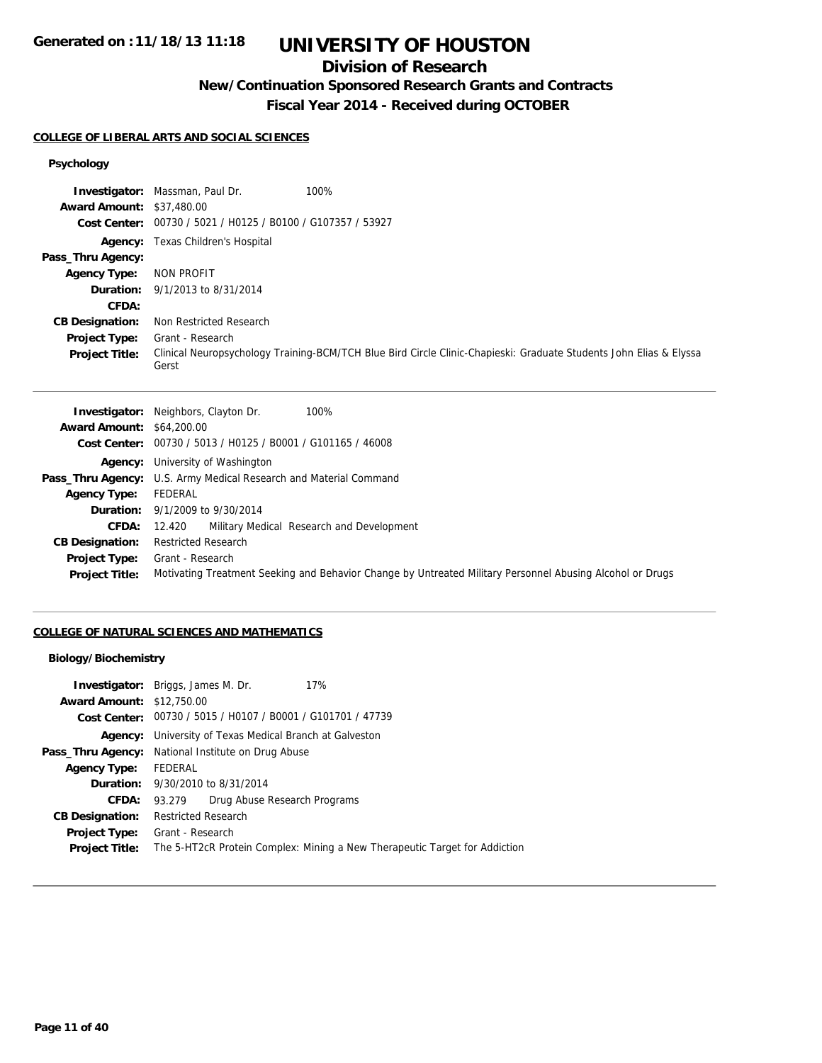# UNIVERSITY OF HOUSTON

## Division of Research

### New/Continuation Sponsored Research Grants and Contracts

### Fiscal Year 2014 - Received during OCTOBER

**COLLEGE OF LIBERAL ARTS AND SOCIAL SCIENCES**

**Psychology**

| | |
|---|---|
| **Investigator:** | Massman, Paul Dr. 100% |
| **Award Amount:** | $37,480.00 |
| **Cost Center:** | 00730 / 5021 / H0125 / B0100 / G107357 / 53927 |
| **Agency:** | Texas Children's Hospital |
| **Pass_Thru Agency:** | |
| **Agency Type:** | NON PROFIT |
| **Duration:** | 9/1/2013 to 8/31/2014 |
| **CFDA:** | |
| **CB Designation:** | Non Restricted Research |
| **Project Type:** | Grant - Research |
| **Project Title:** | Clinical Neuropsychology Training-BCM/TCH Blue Bird Circle Clinic-Chapieski: Graduate Students John Elias & Elyssa Gerst |

| | |
|---|---|
| **Investigator:** | Neighbors, Clayton Dr. 100% |
| **Award Amount:** | $64,200.00 |
| **Cost Center:** | 00730 / 5013 / H0125 / B0001 / G101165 / 46008 |
| **Agency:** | University of Washington |
| **Pass_Thru Agency:** | U.S. Army Medical Research and Material Command |
| **Agency Type:** | FEDERAL |
| **Duration:** | 9/1/2009 to 9/30/2014 |
| **CFDA:** | 12.420 Military Medical Research and Development |
| **CB Designation:** | Restricted Research |
| **Project Type:** | Grant - Research |
| **Project Title:** | Motivating Treatment Seeking and Behavior Change by Untreated Military Personnel Abusing Alcohol or Drugs |

**COLLEGE OF NATURAL SCIENCES AND MATHEMATICS**

**Biology/Biochemistry**

| | |
|---|---|
| **Investigator:** | Briggs, James M. Dr. 17% |
| **Award Amount:** | $12,750.00 |
| **Cost Center:** | 00730 / 5015 / H0107 / B0001 / G101701 / 47739 |
| **Agency:** | University of Texas Medical Branch at Galveston |
| **Pass_Thru Agency:** | National Institute on Drug Abuse |
| **Agency Type:** | FEDERAL |
| **Duration:** | 9/30/2010 to 8/31/2014 |
| **CFDA:** | 93.279 Drug Abuse Research Programs |
| **CB Designation:** | Restricted Research |
| **Project Type:** | Grant - Research |
| **Project Title:** | The 5-HT2cR Protein Complex: Mining a New Therapeutic Target for Addiction |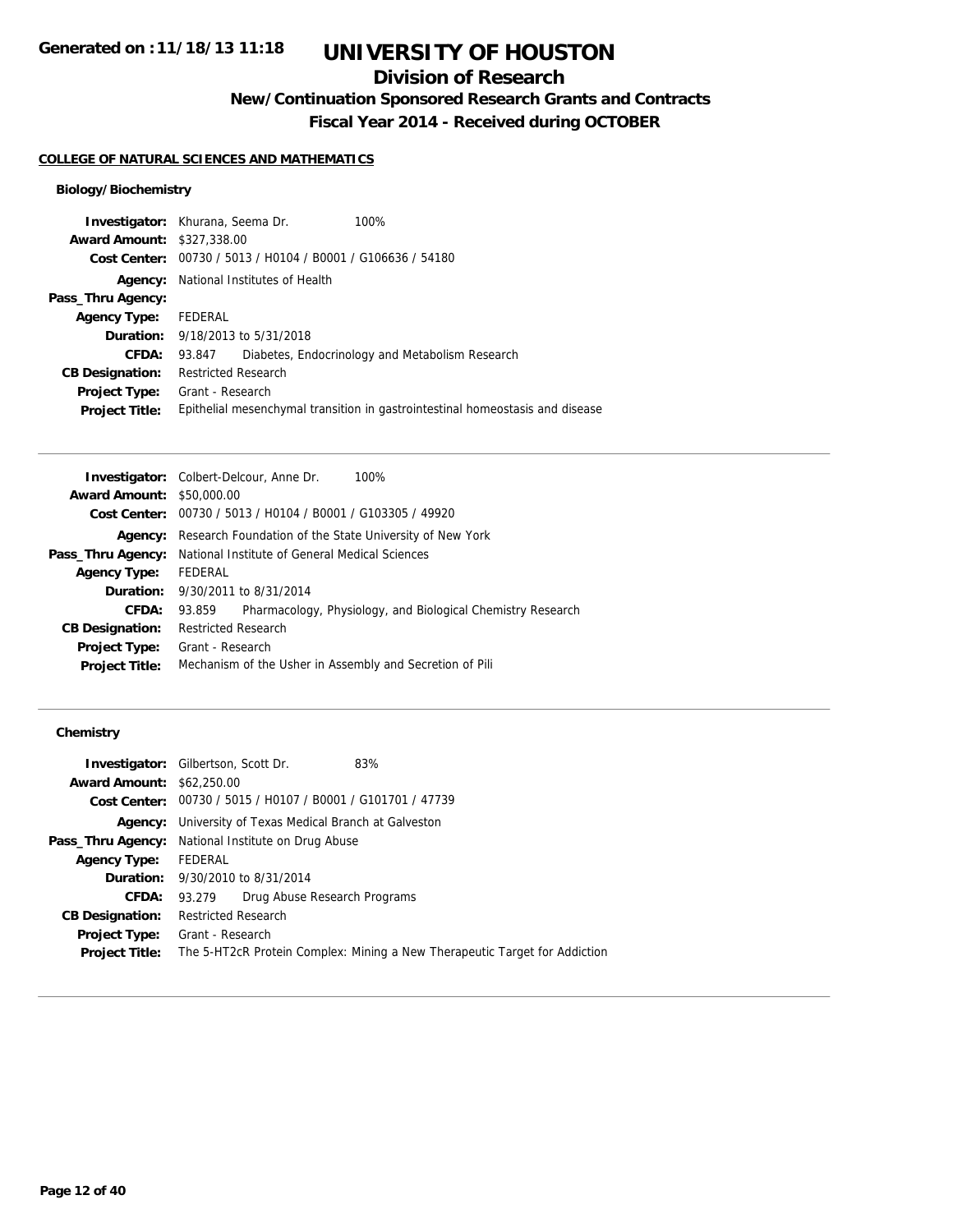# UNIVERSITY OF HOUSTON

## Division of Research

### New/Continuation Sponsored Research Grants and Contracts

### Fiscal Year 2014 - Received during OCTOBER

Generated on :11/18/13 11:18

**COLLEGE OF NATURAL SCIENCES AND MATHEMATICS**

**Biology/Biochemistry**

**Investigator:** Khurana, Seema Dr. 100%
**Award Amount:** $327,338.00
**Cost Center:** 00730 / 5013 / H0104 / B0001 / G106636 / 54180
**Agency:** National Institutes of Health
**Pass_Thru Agency:**
**Agency Type:** FEDERAL
**Duration:** 9/18/2013 to 5/31/2018
**CFDA:** 93.847 Diabetes, Endocrinology and Metabolism Research
**CB Designation:** Restricted Research
**Project Type:** Grant - Research
**Project Title:** Epithelial mesenchymal transition in gastrointestinal homeostasis and disease

---

**Investigator:** Colbert-Delcour, Anne Dr. 100%
**Award Amount:** $50,000.00
**Cost Center:** 00730 / 5013 / H0104 / B0001 / G103305 / 49920
**Agency:** Research Foundation of the State University of New York
**Pass_Thru Agency:** National Institute of General Medical Sciences
**Agency Type:** FEDERAL
**Duration:** 9/30/2011 to 8/31/2014
**CFDA:** 93.859 Pharmacology, Physiology, and Biological Chemistry Research
**CB Designation:** Restricted Research
**Project Type:** Grant - Research
**Project Title:** Mechanism of the Usher in Assembly and Secretion of Pili

---

**Chemistry**

**Investigator:** Gilbertson, Scott Dr. 83%
**Award Amount:** $62,250.00
**Cost Center:** 00730 / 5015 / H0107 / B0001 / G101701 / 47739
**Agency:** University of Texas Medical Branch at Galveston
**Pass_Thru Agency:** National Institute on Drug Abuse
**Agency Type:** FEDERAL
**Duration:** 9/30/2010 to 8/31/2014
**CFDA:** 93.279 Drug Abuse Research Programs
**CB Designation:** Restricted Research
**Project Type:** Grant - Research
**Project Title:** The 5-HT2cR Protein Complex: Mining a New Therapeutic Target for Addiction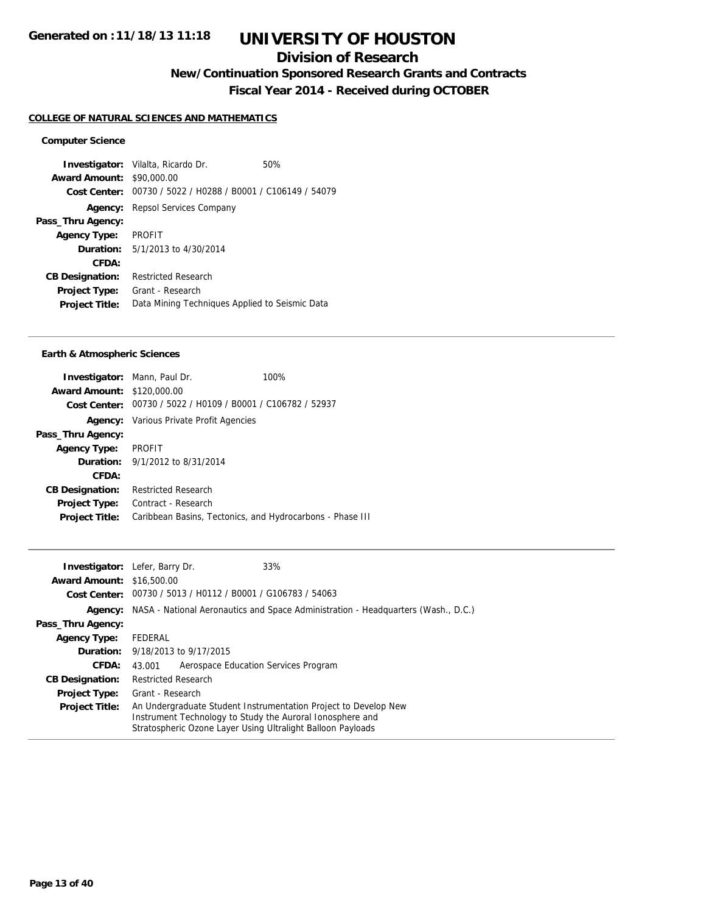# UNIVERSITY OF HOUSTON

## Division of Research

### New/Continuation Sponsored Research Grants and Contracts

### Fiscal Year 2014 - Received during OCTOBER

**Generated on :11/18/13 11:18**

**COLLEGE OF NATURAL SCIENCES AND MATHEMATICS**

#### Computer Science

**Investigator:** Vilalta, Ricardo Dr. 50%
**Award Amount:** $90,000.00
**Cost Center:** 00730 / 5022 / H0288 / B0001 / C106149 / 54079
**Agency:** Repsol Services Company
**Pass_Thru Agency:**
**Agency Type:** PROFIT
**Duration:** 5/1/2013 to 4/30/2014
**CFDA:**
**CB Designation:** Restricted Research
**Project Type:** Grant - Research
**Project Title:** Data Mining Techniques Applied to Seismic Data

---

#### Earth & Atmospheric Sciences

**Investigator:** Mann, Paul Dr. 100%
**Award Amount:** $120,000.00
**Cost Center:** 00730 / 5022 / H0109 / B0001 / C106782 / 52937
**Agency:** Various Private Profit Agencies
**Pass_Thru Agency:**
**Agency Type:** PROFIT
**Duration:** 9/1/2012 to 8/31/2014
**CFDA:**
**CB Designation:** Restricted Research
**Project Type:** Contract - Research
**Project Title:** Caribbean Basins, Tectonics, and Hydrocarbons - Phase III

---

**Investigator:** Lefer, Barry Dr. 33%
**Award Amount:** $16,500.00
**Cost Center:** 00730 / 5013 / H0112 / B0001 / G106783 / 54063
**Agency:** NASA - National Aeronautics and Space Administration - Headquarters (Wash., D.C.)
**Pass_Thru Agency:**
**Agency Type:** FEDERAL
**Duration:** 9/18/2013 to 9/17/2015
**CFDA:** 43.001 Aerospace Education Services Program
**CB Designation:** Restricted Research
**Project Type:** Grant - Research
**Project Title:** An Undergraduate Student Instrumentation Project to Develop New Instrument Technology to Study the Auroral Ionosphere and Stratospheric Ozone Layer Using Ultralight Balloon Payloads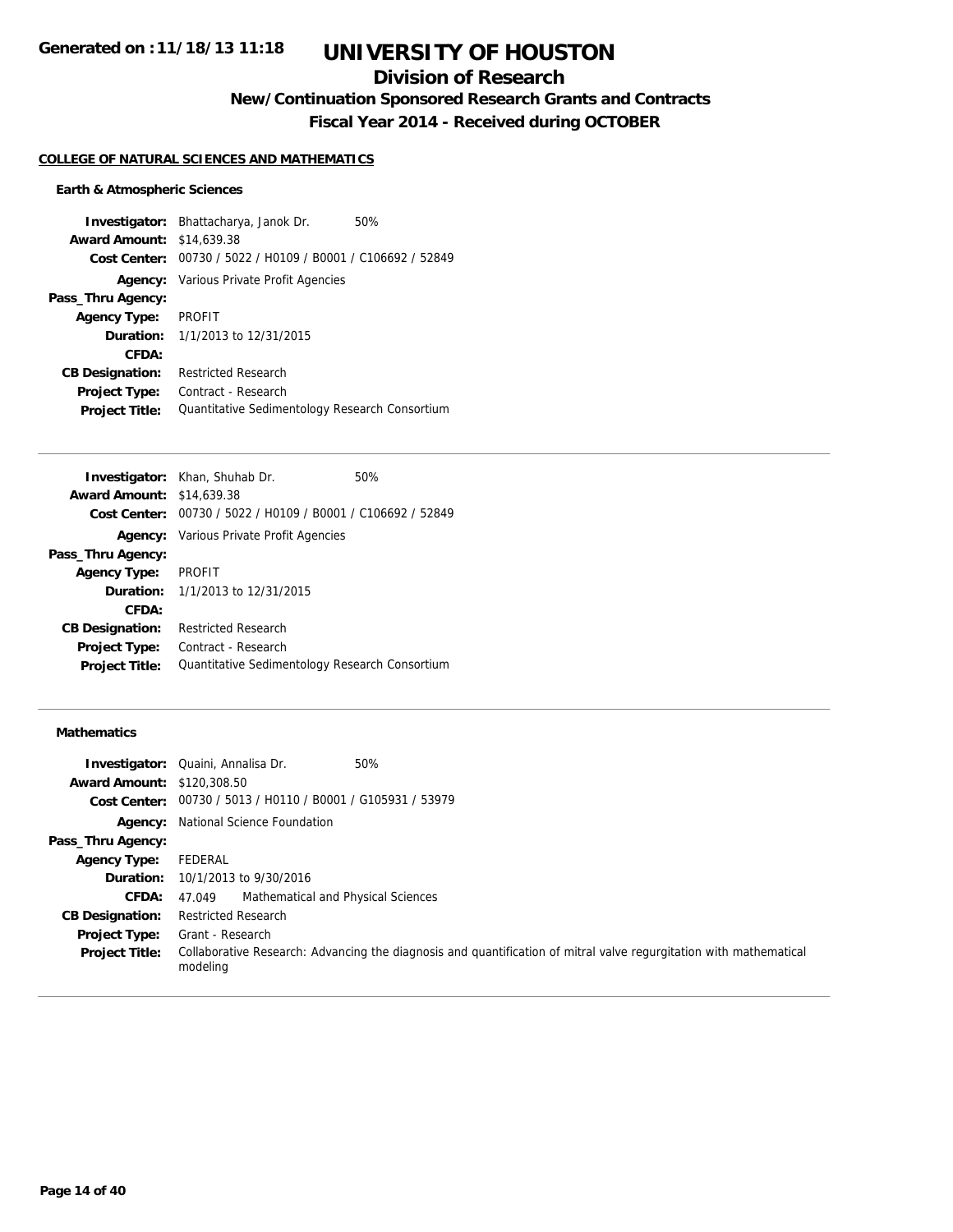## COLLEGE OF NATURAL SCIENCES AND MATHEMATICS

### Earth & Atmospheric Sciences

**Investigator:** Bhattacharya, Janok Dr. 50%
**Award Amount:** $14,639.38
**Cost Center:** 00730 / 5022 / H0109 / B0001 / C106692 / 52849
**Agency:** Various Private Profit Agencies
**Pass_Thru Agency:**
**Agency Type:** PROFIT
**Duration:** 1/1/2013 to 12/31/2015
**CFDA:**
**CB Designation:** Restricted Research
**Project Type:** Contract - Research
**Project Title:** Quantitative Sedimentology Research Consortium

---

**Investigator:** Khan, Shuhab Dr. 50%
**Award Amount:** $14,639.38
**Cost Center:** 00730 / 5022 / H0109 / B0001 / C106692 / 52849
**Agency:** Various Private Profit Agencies
**Pass_Thru Agency:**
**Agency Type:** PROFIT
**Duration:** 1/1/2013 to 12/31/2015
**CFDA:**
**CB Designation:** Restricted Research
**Project Type:** Contract - Research
**Project Title:** Quantitative Sedimentology Research Consortium

---

### Mathematics

**Investigator:** Quaini, Annalisa Dr. 50%
**Award Amount:** $120,308.50
**Cost Center:** 00730 / 5013 / H0110 / B0001 / G105931 / 53979
**Agency:** National Science Foundation
**Pass_Thru Agency:**
**Agency Type:** FEDERAL
**Duration:** 10/1/2013 to 9/30/2016
**CFDA:** 47.049 Mathematical and Physical Sciences
**CB Designation:** Restricted Research
**Project Type:** Grant - Research
**Project Title:** Collaborative Research: Advancing the diagnosis and quantification of mitral valve regurgitation with mathematical modeling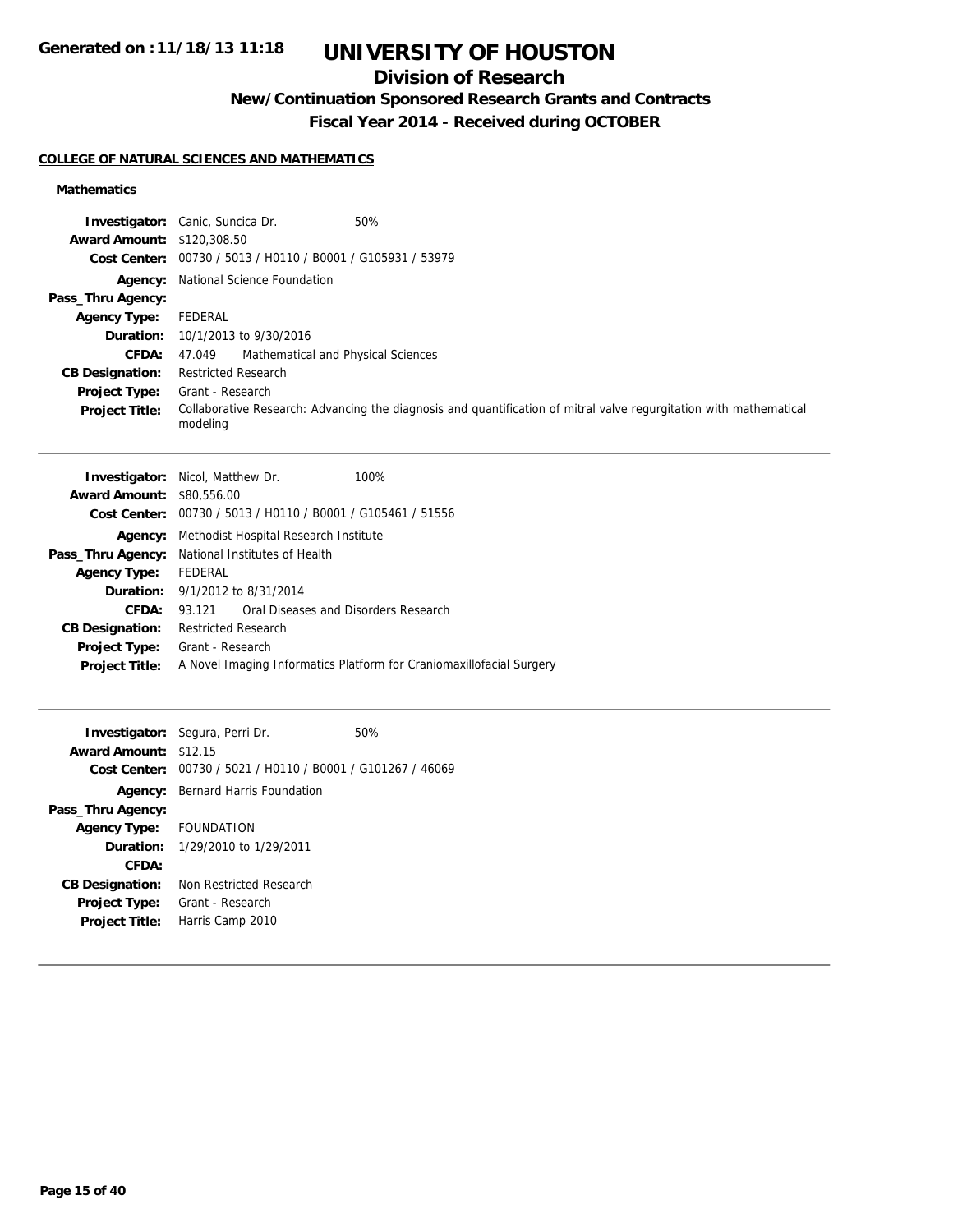# UNIVERSITY OF HOUSTON

## Division of Research

### New/Continuation Sponsored Research Grants and Contracts

### Fiscal Year 2014 - Received during OCTOBER

**COLLEGE OF NATURAL SCIENCES AND MATHEMATICS**

**Mathematics**

**Investigator:** Canic, Suncica Dr. 50%
**Award Amount:** $120,308.50
**Cost Center:** 00730 / 5013 / H0110 / B0001 / G105931 / 53979
**Agency:** National Science Foundation
**Pass_Thru Agency:**
**Agency Type:** FEDERAL
**Duration:** 10/1/2013 to 9/30/2016
**CFDA:** 47.049 Mathematical and Physical Sciences
**CB Designation:** Restricted Research
**Project Type:** Grant - Research
**Project Title:** Collaborative Research: Advancing the diagnosis and quantification of mitral valve regurgitation with mathematical modeling

---

**Investigator:** Nicol, Matthew Dr. 100%
**Award Amount:** $80,556.00
**Cost Center:** 00730 / 5013 / H0110 / B0001 / G105461 / 51556
**Agency:** Methodist Hospital Research Institute
**Pass_Thru Agency:** National Institutes of Health
**Agency Type:** FEDERAL
**Duration:** 9/1/2012 to 8/31/2014
**CFDA:** 93.121 Oral Diseases and Disorders Research
**CB Designation:** Restricted Research
**Project Type:** Grant - Research
**Project Title:** A Novel Imaging Informatics Platform for Craniomaxillofacial Surgery

---

**Investigator:** Segura, Perri Dr. 50%
**Award Amount:** $12.15
**Cost Center:** 00730 / 5021 / H0110 / B0001 / G101267 / 46069
**Agency:** Bernard Harris Foundation
**Pass_Thru Agency:**
**Agency Type:** FOUNDATION
**Duration:** 1/29/2010 to 1/29/2011
**CFDA:**
**CB Designation:** Non Restricted Research
**Project Type:** Grant - Research
**Project Title:** Harris Camp 2010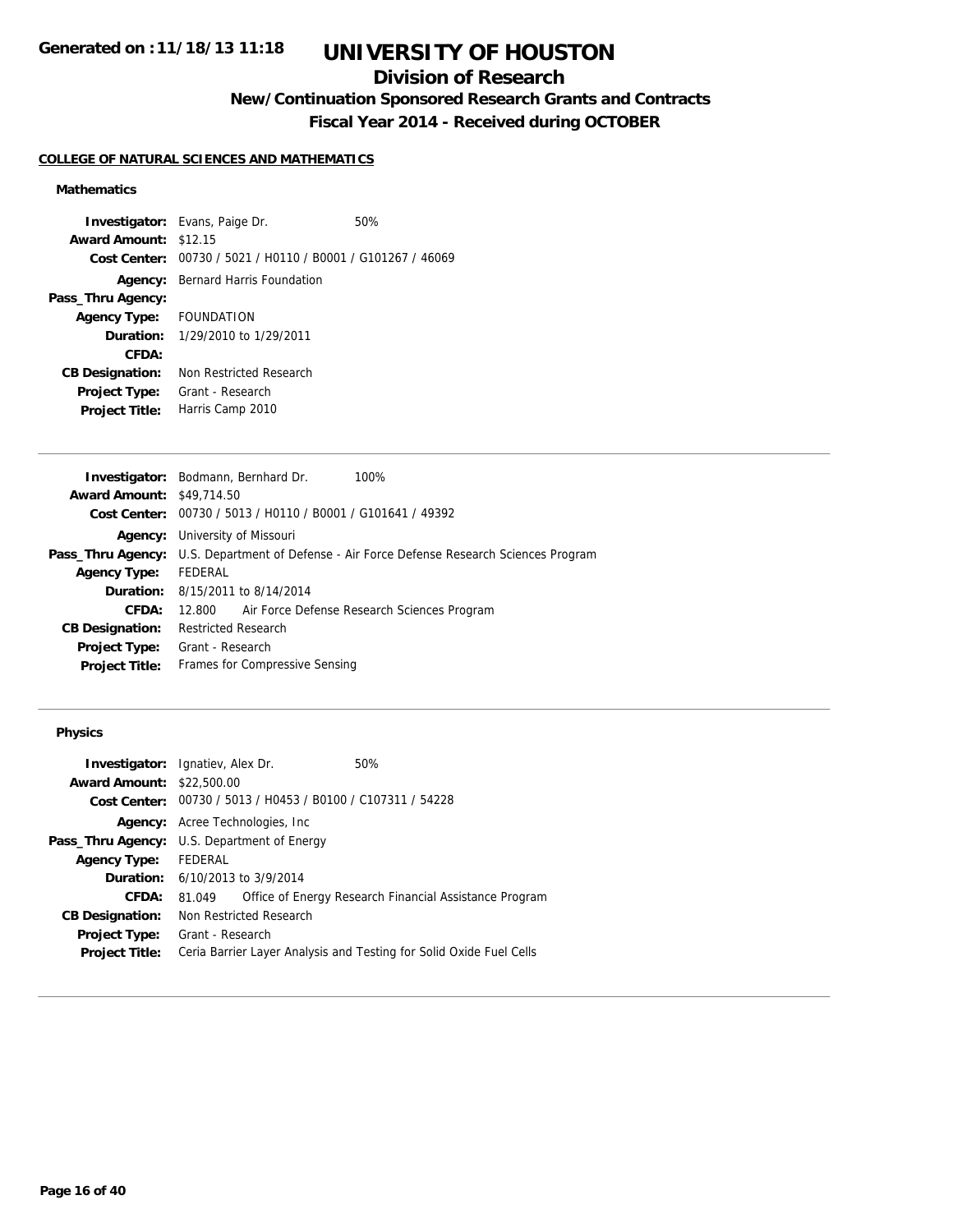Generated on :11/18/13 11:18

# UNIVERSITY OF HOUSTON

## Division of Research

### New/Continuation Sponsored Research Grants and Contracts

### Fiscal Year 2014 - Received during OCTOBER

**COLLEGE OF NATURAL SCIENCES AND MATHEMATICS**

#### Mathematics

**Investigator:** Evans, Paige Dr. 50%
**Award Amount:** $12.15
**Cost Center:** 00730 / 5021 / H0110 / B0001 / G101267 / 46069
**Agency:** Bernard Harris Foundation
**Pass_Thru Agency:**
**Agency Type:** FOUNDATION
**Duration:** 1/29/2010 to 1/29/2011
**CFDA:**
**CB Designation:** Non Restricted Research
**Project Type:** Grant - Research
**Project Title:** Harris Camp 2010

---

**Investigator:** Bodmann, Bernhard Dr. 100%
**Award Amount:** $49,714.50
**Cost Center:** 00730 / 5013 / H0110 / B0001 / G101641 / 49392
**Agency:** University of Missouri
**Pass_Thru Agency:** U.S. Department of Defense - Air Force Defense Research Sciences Program
**Agency Type:** FEDERAL
**Duration:** 8/15/2011 to 8/14/2014
**CFDA:** 12.800 Air Force Defense Research Sciences Program
**CB Designation:** Restricted Research
**Project Type:** Grant - Research
**Project Title:** Frames for Compressive Sensing

---

#### Physics

**Investigator:** Ignatiev, Alex Dr. 50%
**Award Amount:** $22,500.00
**Cost Center:** 00730 / 5013 / H0453 / B0100 / C107311 / 54228
**Agency:** Acree Technologies, Inc
**Pass_Thru Agency:** U.S. Department of Energy
**Agency Type:** FEDERAL
**Duration:** 6/10/2013 to 3/9/2014
**CFDA:** 81.049 Office of Energy Research Financial Assistance Program
**CB Designation:** Non Restricted Research
**Project Type:** Grant - Research
**Project Title:** Ceria Barrier Layer Analysis and Testing for Solid Oxide Fuel Cells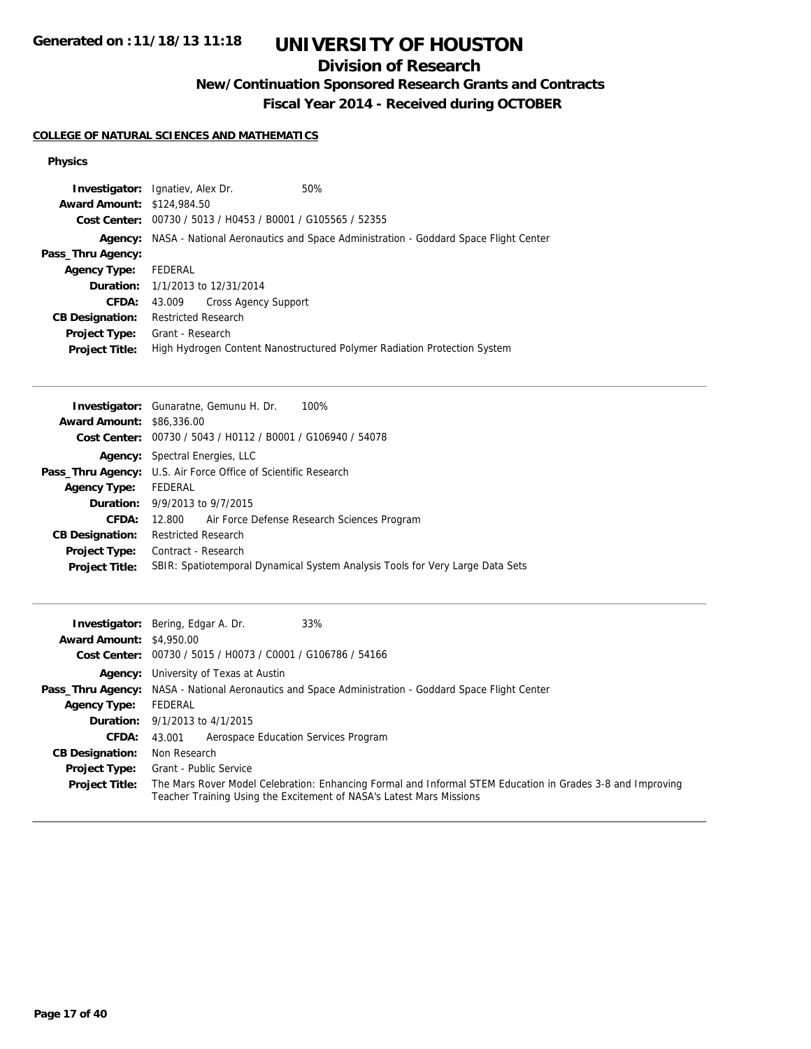# UNIVERSITY OF HOUSTON

## Division of Research

### New/Continuation Sponsored Research Grants and Contracts

### Fiscal Year 2014 - Received during OCTOBER

Generated on :11/18/13 11:18

**COLLEGE OF NATURAL SCIENCES AND MATHEMATICS**

**Physics**

**Investigator:** Ignatiev, Alex Dr. 50%
**Award Amount:** $124,984.50
**Cost Center:** 00730 / 5013 / H0453 / B0001 / G105565 / 52355
**Agency:** NASA - National Aeronautics and Space Administration - Goddard Space Flight Center
**Pass_Thru Agency:**
**Agency Type:** FEDERAL
**Duration:** 1/1/2013 to 12/31/2014
**CFDA:** 43.009 Cross Agency Support
**CB Designation:** Restricted Research
**Project Type:** Grant - Research
**Project Title:** High Hydrogen Content Nanostructured Polymer Radiation Protection System

---

**Investigator:** Gunaratne, Gemunu H. Dr. 100%
**Award Amount:** $86,336.00
**Cost Center:** 00730 / 5043 / H0112 / B0001 / G106940 / 54078
**Agency:** Spectral Energies, LLC
**Pass_Thru Agency:** U.S. Air Force Office of Scientific Research
**Agency Type:** FEDERAL
**Duration:** 9/9/2013 to 9/7/2015
**CFDA:** 12.800 Air Force Defense Research Sciences Program
**CB Designation:** Restricted Research
**Project Type:** Contract - Research
**Project Title:** SBIR: Spatiotemporal Dynamical System Analysis Tools for Very Large Data Sets

---

**Investigator:** Bering, Edgar A. Dr. 33%
**Award Amount:** $4,950.00
**Cost Center:** 00730 / 5015 / H0073 / C0001 / G106786 / 54166
**Agency:** University of Texas at Austin
**Pass_Thru Agency:** NASA - National Aeronautics and Space Administration - Goddard Space Flight Center
**Agency Type:** FEDERAL
**Duration:** 9/1/2013 to 4/1/2015
**CFDA:** 43.001 Aerospace Education Services Program
**CB Designation:** Non Research
**Project Type:** Grant - Public Service
**Project Title:** The Mars Rover Model Celebration: Enhancing Formal and Informal STEM Education in Grades 3-8 and Improving Teacher Training Using the Excitement of NASA's Latest Mars Missions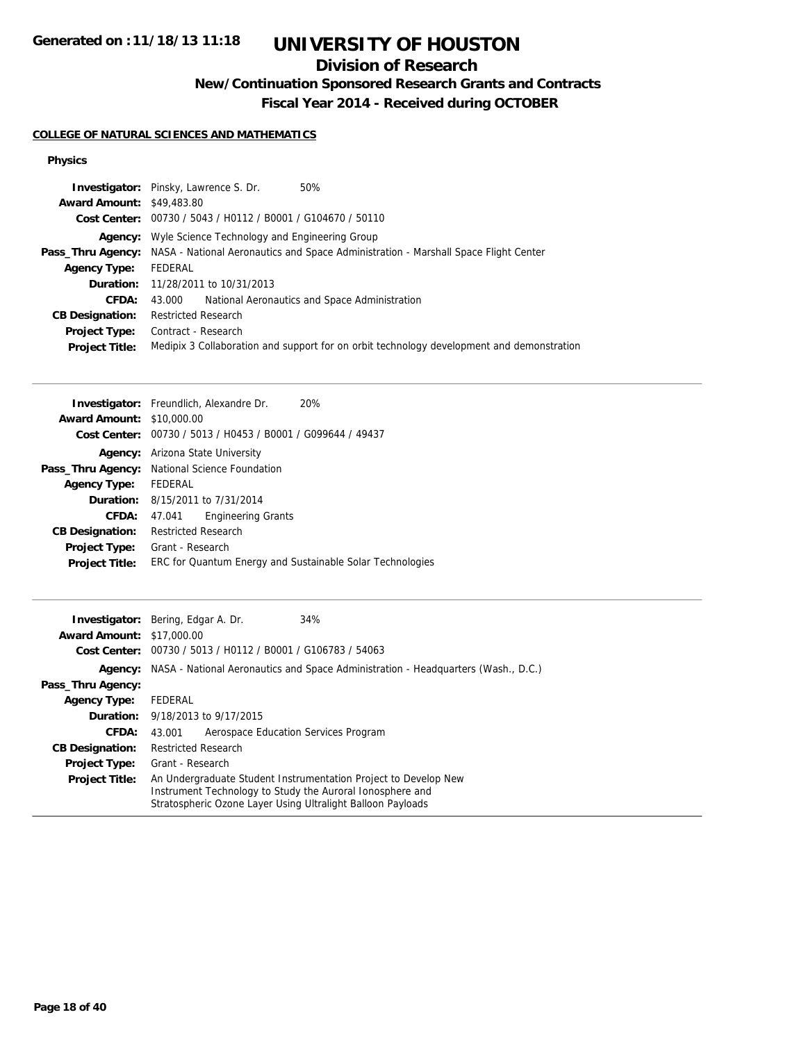# UNIVERSITY OF HOUSTON

## Division of Research

### New/Continuation Sponsored Research Grants and Contracts

### Fiscal Year 2014 - Received during OCTOBER

**COLLEGE OF NATURAL SCIENCES AND MATHEMATICS**

**Physics**

**Investigator:** Pinsky, Lawrence S. Dr. 50%
**Award Amount:** $49,483.80
**Cost Center:** 00730 / 5043 / H0112 / B0001 / G104670 / 50110
**Agency:** Wyle Science Technology and Engineering Group
**Pass_Thru Agency:** NASA - National Aeronautics and Space Administration - Marshall Space Flight Center
**Agency Type:** FEDERAL
**Duration:** 11/28/2011 to 10/31/2013
**CFDA:** 43.000 National Aeronautics and Space Administration
**CB Designation:** Restricted Research
**Project Type:** Contract - Research
**Project Title:** Medipix 3 Collaboration and support for on orbit technology development and demonstration

---

**Investigator:** Freundlich, Alexandre Dr. 20%
**Award Amount:** $10,000.00
**Cost Center:** 00730 / 5013 / H0453 / B0001 / G099644 / 49437
**Agency:** Arizona State University
**Pass_Thru Agency:** National Science Foundation
**Agency Type:** FEDERAL
**Duration:** 8/15/2011 to 7/31/2014
**CFDA:** 47.041 Engineering Grants
**CB Designation:** Restricted Research
**Project Type:** Grant - Research
**Project Title:** ERC for Quantum Energy and Sustainable Solar Technologies

---

**Investigator:** Bering, Edgar A. Dr. 34%
**Award Amount:** $17,000.00
**Cost Center:** 00730 / 5013 / H0112 / B0001 / G106783 / 54063
**Agency:** NASA - National Aeronautics and Space Administration - Headquarters (Wash., D.C.)
**Pass_Thru Agency:**
**Agency Type:** FEDERAL
**Duration:** 9/18/2013 to 9/17/2015
**CFDA:** 43.001 Aerospace Education Services Program
**CB Designation:** Restricted Research
**Project Type:** Grant - Research
**Project Title:** An Undergraduate Student Instrumentation Project to Develop New Instrument Technology to Study the Auroral Ionosphere and Stratospheric Ozone Layer Using Ultralight Balloon Payloads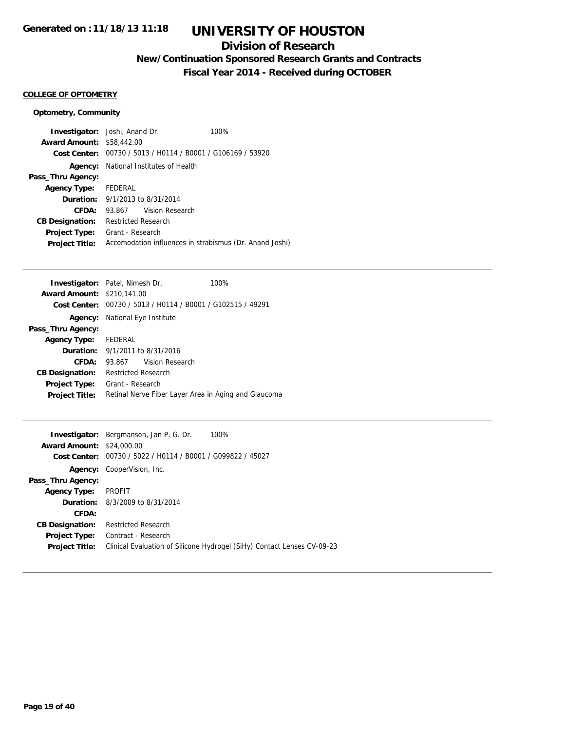# UNIVERSITY OF HOUSTON

## Division of Research

### New/Continuation Sponsored Research Grants and Contracts

### Fiscal Year 2014 - Received during OCTOBER

Generated on :11/18/13 11:18

**COLLEGE OF OPTOMETRY**

**Optometry, Community**

**Investigator:** Joshi, Anand Dr. 100%
**Award Amount:** $58,442.00
**Cost Center:** 00730 / 5013 / H0114 / B0001 / G106169 / 53920
**Agency:** National Institutes of Health
**Pass_Thru Agency:**
**Agency Type:** FEDERAL
**Duration:** 9/1/2013 to 8/31/2014
**CFDA:** 93.867 Vision Research
**CB Designation:** Restricted Research
**Project Type:** Grant - Research
**Project Title:** Accomodation influences in strabismus (Dr. Anand Joshi)

---

**Investigator:** Patel, Nimesh Dr. 100%
**Award Amount:** $210,141.00
**Cost Center:** 00730 / 5013 / H0114 / B0001 / G102515 / 49291
**Agency:** National Eye Institute
**Pass_Thru Agency:**
**Agency Type:** FEDERAL
**Duration:** 9/1/2011 to 8/31/2016
**CFDA:** 93.867 Vision Research
**CB Designation:** Restricted Research
**Project Type:** Grant - Research
**Project Title:** Retinal Nerve Fiber Layer Area in Aging and Glaucoma

---

**Investigator:** Bergmanson, Jan P. G. Dr. 100%
**Award Amount:** $24,000.00
**Cost Center:** 00730 / 5022 / H0114 / B0001 / G099822 / 45027
**Agency:** CooperVision, Inc.
**Pass_Thru Agency:**
**Agency Type:** PROFIT
**Duration:** 8/3/2009 to 8/31/2014
**CFDA:**
**CB Designation:** Restricted Research
**Project Type:** Contract - Research
**Project Title:** Clinical Evaluation of Silicone Hydrogel (SiHy) Contact Lenses CV-09-23

---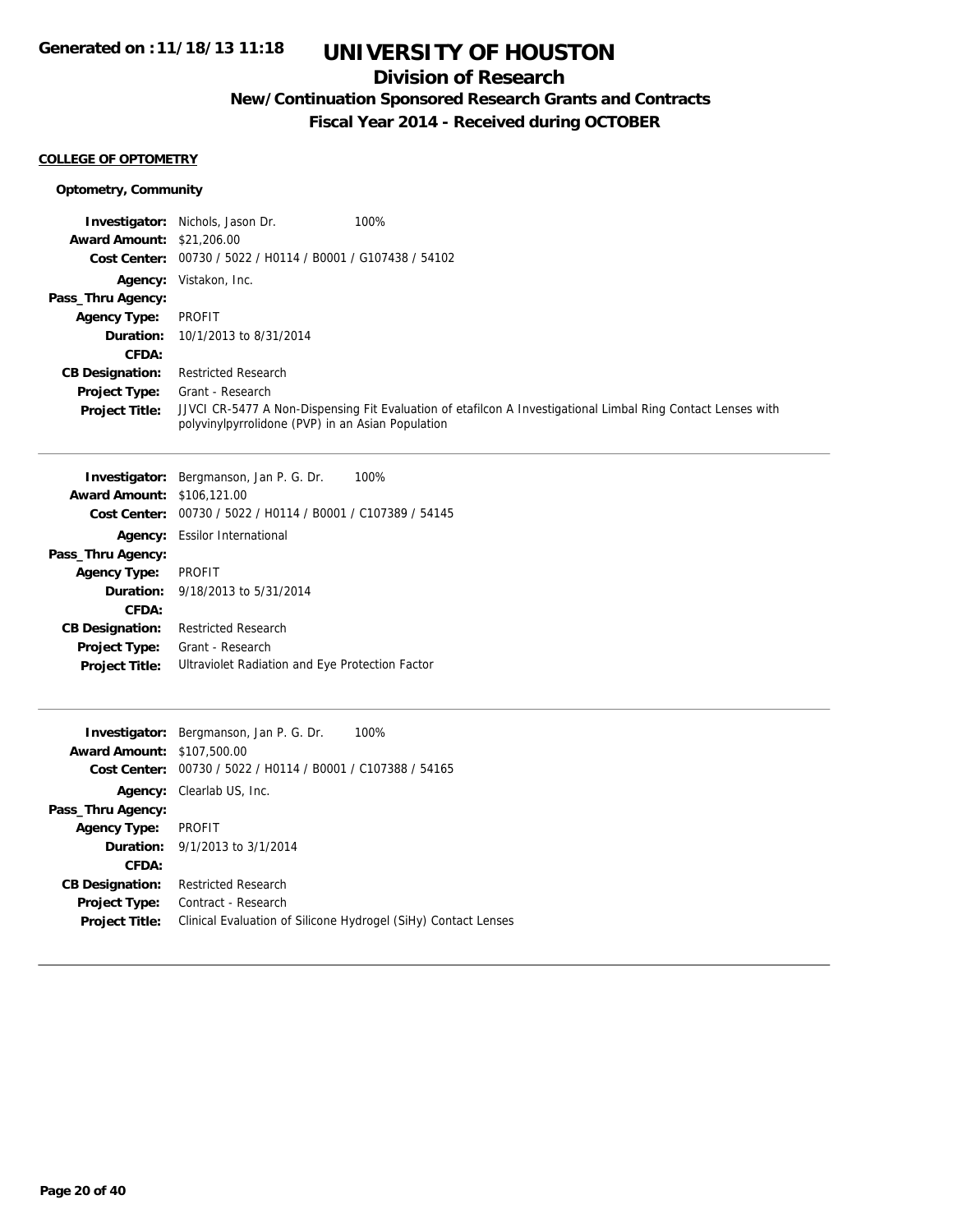# UNIVERSITY OF HOUSTON

## Division of Research

### New/Continuation Sponsored Research Grants and Contracts

### Fiscal Year 2014 - Received during OCTOBER

**COLLEGE OF OPTOMETRY**

**Optometry, Community**

**Investigator:** Nichols, Jason Dr. 100%
**Award Amount:** $21,206.00
**Cost Center:** 00730 / 5022 / H0114 / B0001 / G107438 / 54102
**Agency:** Vistakon, Inc.
**Pass_Thru Agency:**
**Agency Type:** PROFIT
**Duration:** 10/1/2013 to 8/31/2014
**CFDA:**
**CB Designation:** Restricted Research
**Project Type:** Grant - Research
**Project Title:** JJVCI CR-5477 A Non-Dispensing Fit Evaluation of etafilcon A Investigational Limbal Ring Contact Lenses with polyvinylpyrrolidone (PVP) in an Asian Population

---

**Investigator:** Bergmanson, Jan P. G. Dr. 100%
**Award Amount:** $106,121.00
**Cost Center:** 00730 / 5022 / H0114 / B0001 / C107389 / 54145
**Agency:** Essilor International
**Pass_Thru Agency:**
**Agency Type:** PROFIT
**Duration:** 9/18/2013 to 5/31/2014
**CFDA:**
**CB Designation:** Restricted Research
**Project Type:** Grant - Research
**Project Title:** Ultraviolet Radiation and Eye Protection Factor

---

**Investigator:** Bergmanson, Jan P. G. Dr. 100%
**Award Amount:** $107,500.00
**Cost Center:** 00730 / 5022 / H0114 / B0001 / C107388 / 54165
**Agency:** Clearlab US, Inc.
**Pass_Thru Agency:**
**Agency Type:** PROFIT
**Duration:** 9/1/2013 to 3/1/2014
**CFDA:**
**CB Designation:** Restricted Research
**Project Type:** Contract - Research
**Project Title:** Clinical Evaluation of Silicone Hydrogel (SiHy) Contact Lenses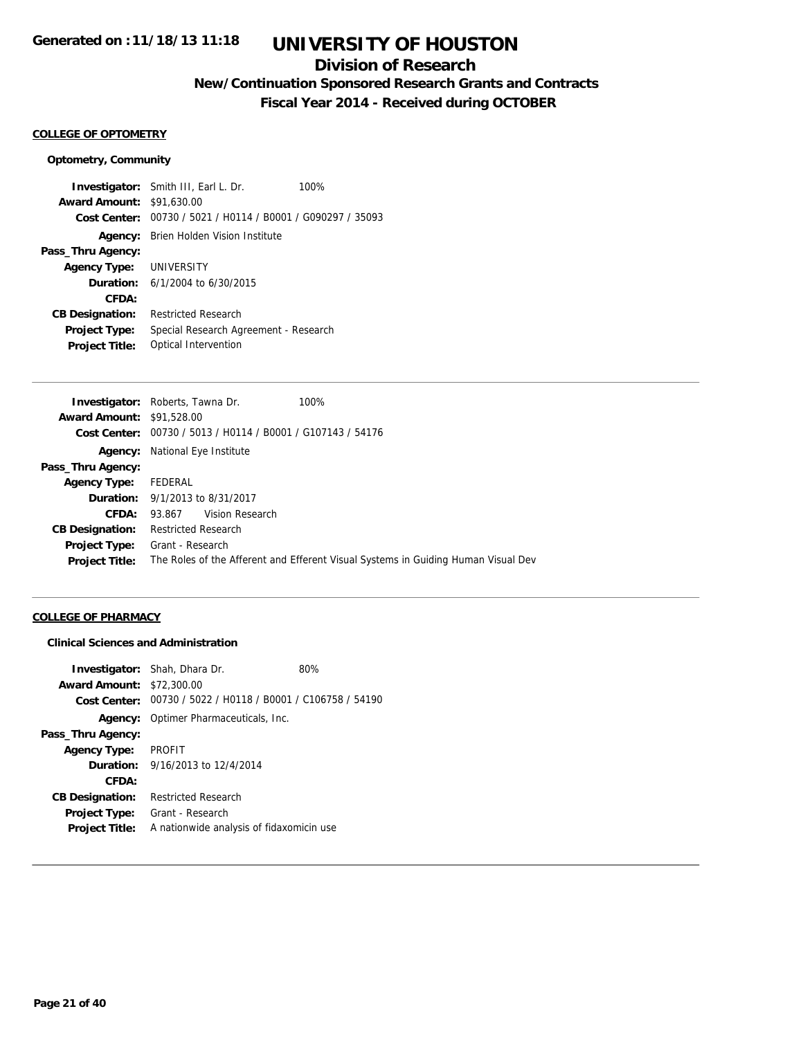# UNIVERSITY OF HOUSTON

## Division of Research

### New/Continuation Sponsored Research Grants and Contracts

### Fiscal Year 2014 - Received during OCTOBER

Generated on :11/18/13 11:18

**COLLEGE OF OPTOMETRY**

**Optometry, Community**

| | | |
|---|---|---|
| **Investigator:** | Smith III, Earl L. Dr. | 100% |
| **Award Amount:** | $91,630.00 | |
| **Cost Center:** | 00730 / 5021 / H0114 / B0001 / G090297 / 35093 | |
| **Agency:** | Brien Holden Vision Institute | |
| **Pass_Thru Agency:** | | |
| **Agency Type:** | UNIVERSITY | |
| **Duration:** | 6/1/2004 to 6/30/2015 | |
| **CFDA:** | | |
| **CB Designation:** | Restricted Research | |
| **Project Type:** | Special Research Agreement - Research | |
| **Project Title:** | Optical Intervention | |

| | | |
|---|---|---|
| **Investigator:** | Roberts, Tawna Dr. | 100% |
| **Award Amount:** | $91,528.00 | |
| **Cost Center:** | 00730 / 5013 / H0114 / B0001 / G107143 / 54176 | |
| **Agency:** | National Eye Institute | |
| **Pass_Thru Agency:** | | |
| **Agency Type:** | FEDERAL | |
| **Duration:** | 9/1/2013 to 8/31/2017 | |
| **CFDA:** | 93.867 Vision Research | |
| **CB Designation:** | Restricted Research | |
| **Project Type:** | Grant - Research | |
| **Project Title:** | The Roles of the Afferent and Efferent Visual Systems in Guiding Human Visual Dev | |

**COLLEGE OF PHARMACY**

**Clinical Sciences and Administration**

| | | |
|---|---|---|
| **Investigator:** | Shah, Dhara Dr. | 80% |
| **Award Amount:** | $72,300.00 | |
| **Cost Center:** | 00730 / 5022 / H0118 / B0001 / C106758 / 54190 | |
| **Agency:** | Optimer Pharmaceuticals, Inc. | |
| **Pass_Thru Agency:** | | |
| **Agency Type:** | PROFIT | |
| **Duration:** | 9/16/2013 to 12/4/2014 | |
| **CFDA:** | | |
| **CB Designation:** | Restricted Research | |
| **Project Type:** | Grant - Research | |
| **Project Title:** | A nationwide analysis of fidaxomicin use | |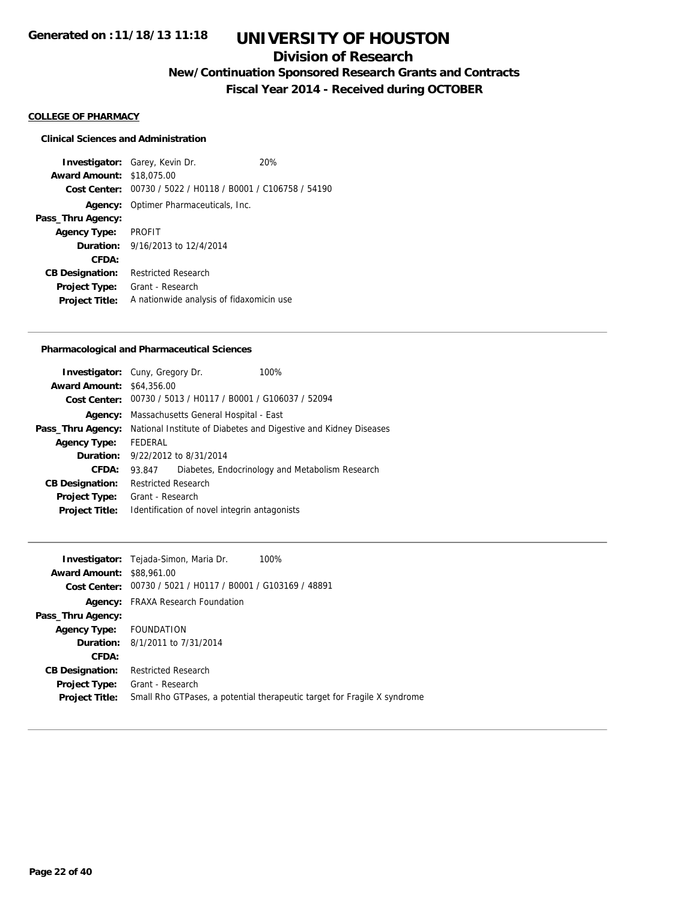# UNIVERSITY OF HOUSTON

## Division of Research

### New/Continuation Sponsored Research Grants and Contracts

### Fiscal Year 2014 - Received during OCTOBER

Generated on :11/18/13 11:18

**COLLEGE OF PHARMACY**

**Clinical Sciences and Administration**

| | |
|---|---|
| **Investigator:** | Garey, Kevin Dr. 20% |
| **Award Amount:** | $18,075.00 |
| **Cost Center:** | 00730 / 5022 / H0118 / B0001 / C106758 / 54190 |
| **Agency:** | Optimer Pharmaceuticals, Inc. |
| **Pass_Thru Agency:** | |
| **Agency Type:** | PROFIT |
| **Duration:** | 9/16/2013 to 12/4/2014 |
| **CFDA:** | |
| **CB Designation:** | Restricted Research |
| **Project Type:** | Grant - Research |
| **Project Title:** | A nationwide analysis of fidaxomicin use |

**Pharmacological and Pharmaceutical Sciences**

| | |
|---|---|
| **Investigator:** | Cuny, Gregory Dr. 100% |
| **Award Amount:** | $64,356.00 |
| **Cost Center:** | 00730 / 5013 / H0117 / B0001 / G106037 / 52094 |
| **Agency:** | Massachusetts General Hospital - East |
| **Pass_Thru Agency:** | National Institute of Diabetes and Digestive and Kidney Diseases |
| **Agency Type:** | FEDERAL |
| **Duration:** | 9/22/2012 to 8/31/2014 |
| **CFDA:** | 93.847 Diabetes, Endocrinology and Metabolism Research |
| **CB Designation:** | Restricted Research |
| **Project Type:** | Grant - Research |
| **Project Title:** | Identification of novel integrin antagonists |

| | |
|---|---|
| **Investigator:** | Tejada-Simon, Maria Dr. 100% |
| **Award Amount:** | $88,961.00 |
| **Cost Center:** | 00730 / 5021 / H0117 / B0001 / G103169 / 48891 |
| **Agency:** | FRAXA Research Foundation |
| **Pass_Thru Agency:** | |
| **Agency Type:** | FOUNDATION |
| **Duration:** | 8/1/2011 to 7/31/2014 |
| **CFDA:** | |
| **CB Designation:** | Restricted Research |
| **Project Type:** | Grant - Research |
| **Project Title:** | Small Rho GTPases, a potential therapeutic target for Fragile X syndrome |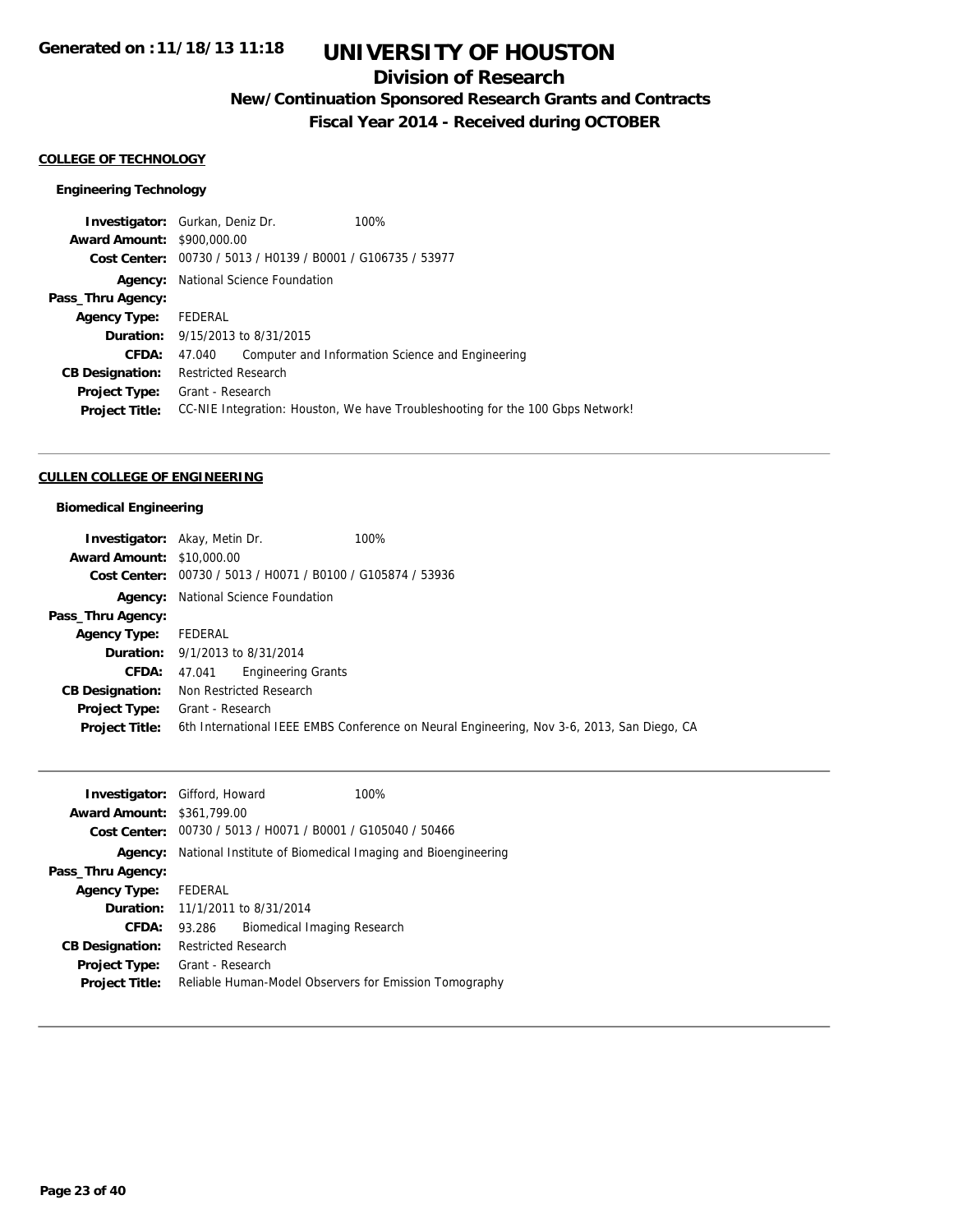# UNIVERSITY OF HOUSTON

## Division of Research

### New/Continuation Sponsored Research Grants and Contracts

### Fiscal Year 2014 - Received during OCTOBER

Generated on :11/18/13 11:18

**COLLEGE OF TECHNOLOGY**

**Engineering Technology**

| | |
|---|---|
| **Investigator:** | Gurkan, Deniz Dr. 100% |
| **Award Amount:** | $900,000.00 |
| **Cost Center:** | 00730 / 5013 / H0139 / B0001 / G106735 / 53977 |
| **Agency:** | National Science Foundation |
| **Pass_Thru Agency:** | |
| **Agency Type:** | FEDERAL |
| **Duration:** | 9/15/2013 to 8/31/2015 |
| **CFDA:** | 47.040 Computer and Information Science and Engineering |
| **CB Designation:** | Restricted Research |
| **Project Type:** | Grant - Research |
| **Project Title:** | CC-NIE Integration: Houston, We have Troubleshooting for the 100 Gbps Network! |

**CULLEN COLLEGE OF ENGINEERING**

**Biomedical Engineering**

| | |
|---|---|
| **Investigator:** | Akay, Metin Dr. 100% |
| **Award Amount:** | $10,000.00 |
| **Cost Center:** | 00730 / 5013 / H0071 / B0100 / G105874 / 53936 |
| **Agency:** | National Science Foundation |
| **Pass_Thru Agency:** | |
| **Agency Type:** | FEDERAL |
| **Duration:** | 9/1/2013 to 8/31/2014 |
| **CFDA:** | 47.041 Engineering Grants |
| **CB Designation:** | Non Restricted Research |
| **Project Type:** | Grant - Research |
| **Project Title:** | 6th International IEEE EMBS Conference on Neural Engineering, Nov 3-6, 2013, San Diego, CA |

| | |
|---|---|
| **Investigator:** | Gifford, Howard 100% |
| **Award Amount:** | $361,799.00 |
| **Cost Center:** | 00730 / 5013 / H0071 / B0001 / G105040 / 50466 |
| **Agency:** | National Institute of Biomedical Imaging and Bioengineering |
| **Pass_Thru Agency:** | |
| **Agency Type:** | FEDERAL |
| **Duration:** | 11/1/2011 to 8/31/2014 |
| **CFDA:** | 93.286 Biomedical Imaging Research |
| **CB Designation:** | Restricted Research |
| **Project Type:** | Grant - Research |
| **Project Title:** | Reliable Human-Model Observers for Emission Tomography |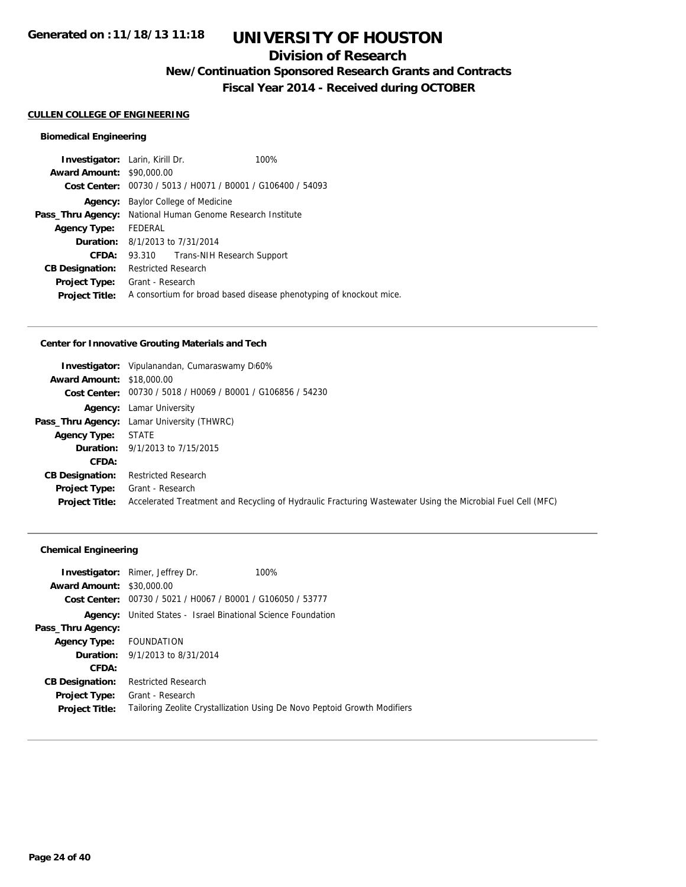# UNIVERSITY OF HOUSTON

## Division of Research

### New/Continuation Sponsored Research Grants and Contracts

### Fiscal Year 2014 - Received during OCTOBER

Generated on :11/18/13 11:18

**CULLEN COLLEGE OF ENGINEERING**

#### Biomedical Engineering

**Investigator:** Larin, Kirill Dr. 100%
**Award Amount:** $90,000.00
**Cost Center:** 00730 / 5013 / H0071 / B0001 / G106400 / 54093
**Agency:** Baylor College of Medicine
**Pass_Thru Agency:** National Human Genome Research Institute
**Agency Type:** FEDERAL
**Duration:** 8/1/2013 to 7/31/2014
**CFDA:** 93.310 Trans-NIH Research Support
**CB Designation:** Restricted Research
**Project Type:** Grant - Research
**Project Title:** A consortium for broad based disease phenotyping of knockout mice.

---

#### Center for Innovative Grouting Materials and Tech

**Investigator:** Vipulanandan, Cumaraswamy D 60%
**Award Amount:** $18,000.00
**Cost Center:** 00730 / 5018 / H0069 / B0001 / G106856 / 54230
**Agency:** Lamar University
**Pass_Thru Agency:** Lamar University (THWRC)
**Agency Type:** STATE
**Duration:** 9/1/2013 to 7/15/2015
**CFDA:**
**CB Designation:** Restricted Research
**Project Type:** Grant - Research
**Project Title:** Accelerated Treatment and Recycling of Hydraulic Fracturing Wastewater Using the Microbial Fuel Cell (MFC)

---

#### Chemical Engineering

**Investigator:** Rimer, Jeffrey Dr. 100%
**Award Amount:** $30,000.00
**Cost Center:** 00730 / 5021 / H0067 / B0001 / G106050 / 53777
**Agency:** United States - Israel Binational Science Foundation
**Pass_Thru Agency:**
**Agency Type:** FOUNDATION
**Duration:** 9/1/2013 to 8/31/2014
**CFDA:**
**CB Designation:** Restricted Research
**Project Type:** Grant - Research
**Project Title:** Tailoring Zeolite Crystallization Using De Novo Peptoid Growth Modifiers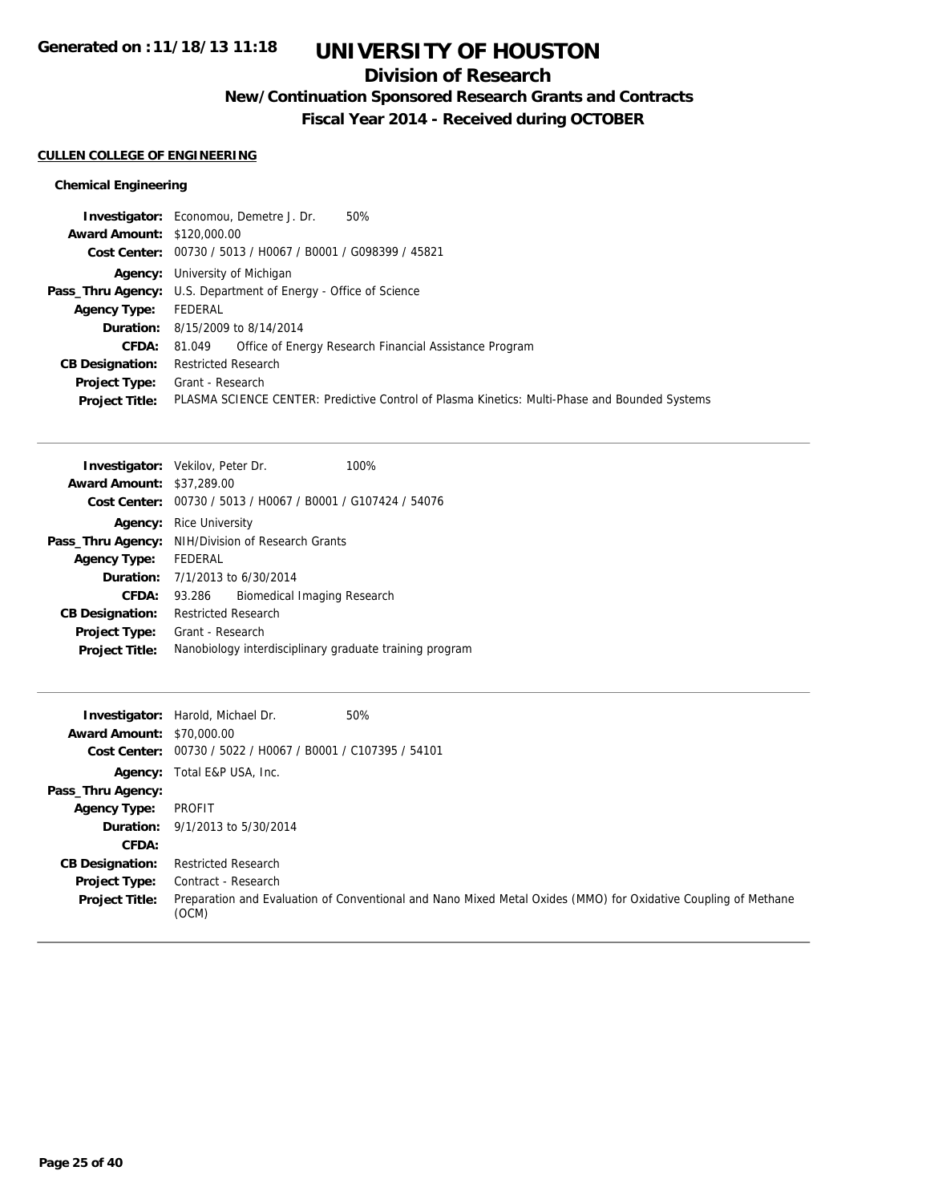# UNIVERSITY OF HOUSTON

## Division of Research

### New/Continuation Sponsored Research Grants and Contracts

### Fiscal Year 2014 - Received during OCTOBER

**CULLEN COLLEGE OF ENGINEERING**

**Chemical Engineering**

**Investigator:** Economou, Demetre J. Dr. 50%
**Award Amount:** $120,000.00
**Cost Center:** 00730 / 5013 / H0067 / B0001 / G098399 / 45821
**Agency:** University of Michigan
**Pass_Thru Agency:** U.S. Department of Energy - Office of Science
**Agency Type:** FEDERAL
**Duration:** 8/15/2009 to 8/14/2014
**CFDA:** 81.049 Office of Energy Research Financial Assistance Program
**CB Designation:** Restricted Research
**Project Type:** Grant - Research
**Project Title:** PLASMA SCIENCE CENTER: Predictive Control of Plasma Kinetics: Multi-Phase and Bounded Systems

---

**Investigator:** Vekilov, Peter Dr. 100%
**Award Amount:** $37,289.00
**Cost Center:** 00730 / 5013 / H0067 / B0001 / G107424 / 54076
**Agency:** Rice University
**Pass_Thru Agency:** NIH/Division of Research Grants
**Agency Type:** FEDERAL
**Duration:** 7/1/2013 to 6/30/2014
**CFDA:** 93.286 Biomedical Imaging Research
**CB Designation:** Restricted Research
**Project Type:** Grant - Research
**Project Title:** Nanobiology interdisciplinary graduate training program

---

**Investigator:** Harold, Michael Dr. 50%
**Award Amount:** $70,000.00
**Cost Center:** 00730 / 5022 / H0067 / B0001 / C107395 / 54101
**Agency:** Total E&P USA, Inc.
**Pass_Thru Agency:**
**Agency Type:** PROFIT
**Duration:** 9/1/2013 to 5/30/2014
**CFDA:**
**CB Designation:** Restricted Research
**Project Type:** Contract - Research
**Project Title:** Preparation and Evaluation of Conventional and Nano Mixed Metal Oxides (MMO) for Oxidative Coupling of Methane (OCM)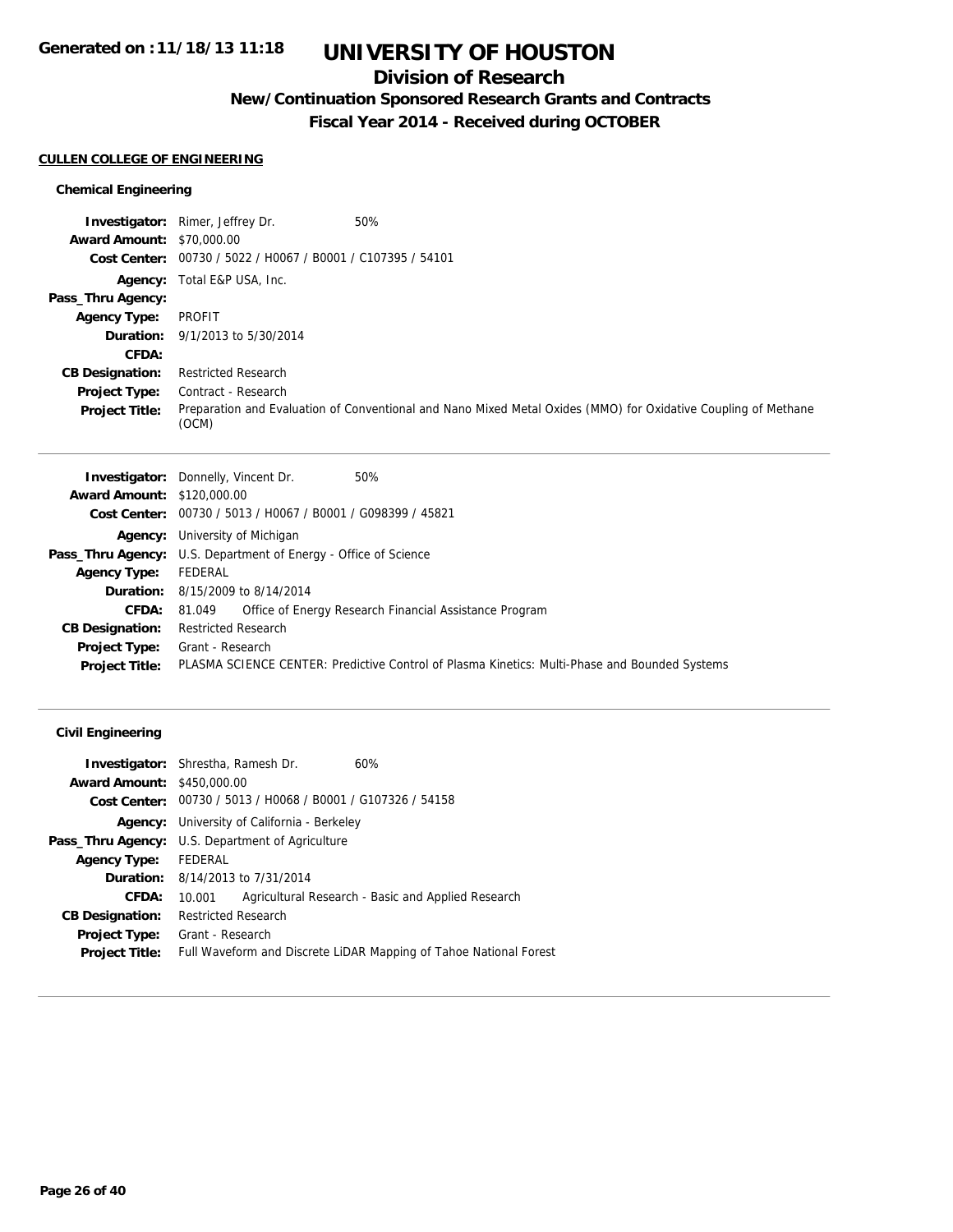# UNIVERSITY OF HOUSTON

## Division of Research

### New/Continuation Sponsored Research Grants and Contracts

### Fiscal Year 2014 - Received during OCTOBER

**CULLEN COLLEGE OF ENGINEERING**

#### Chemical Engineering

**Investigator:** Rimer, Jeffrey Dr. 50%
**Award Amount:** $70,000.00
**Cost Center:** 00730 / 5022 / H0067 / B0001 / C107395 / 54101
**Agency:** Total E&P USA, Inc.
**Pass_Thru Agency:**
**Agency Type:** PROFIT
**Duration:** 9/1/2013 to 5/30/2014
**CFDA:**
**CB Designation:** Restricted Research
**Project Type:** Contract - Research
**Project Title:** Preparation and Evaluation of Conventional and Nano Mixed Metal Oxides (MMO) for Oxidative Coupling of Methane (OCM)

---

**Investigator:** Donnelly, Vincent Dr. 50%
**Award Amount:** $120,000.00
**Cost Center:** 00730 / 5013 / H0067 / B0001 / G098399 / 45821
**Agency:** University of Michigan
**Pass_Thru Agency:** U.S. Department of Energy - Office of Science
**Agency Type:** FEDERAL
**Duration:** 8/15/2009 to 8/14/2014
**CFDA:** 81.049 Office of Energy Research Financial Assistance Program
**CB Designation:** Restricted Research
**Project Type:** Grant - Research
**Project Title:** PLASMA SCIENCE CENTER: Predictive Control of Plasma Kinetics: Multi-Phase and Bounded Systems

---

#### Civil Engineering

**Investigator:** Shrestha, Ramesh Dr. 60%
**Award Amount:** $450,000.00
**Cost Center:** 00730 / 5013 / H0068 / B0001 / G107326 / 54158
**Agency:** University of California - Berkeley
**Pass_Thru Agency:** U.S. Department of Agriculture
**Agency Type:** FEDERAL
**Duration:** 8/14/2013 to 7/31/2014
**CFDA:** 10.001 Agricultural Research - Basic and Applied Research
**CB Designation:** Restricted Research
**Project Type:** Grant - Research
**Project Title:** Full Waveform and Discrete LiDAR Mapping of Tahoe National Forest

---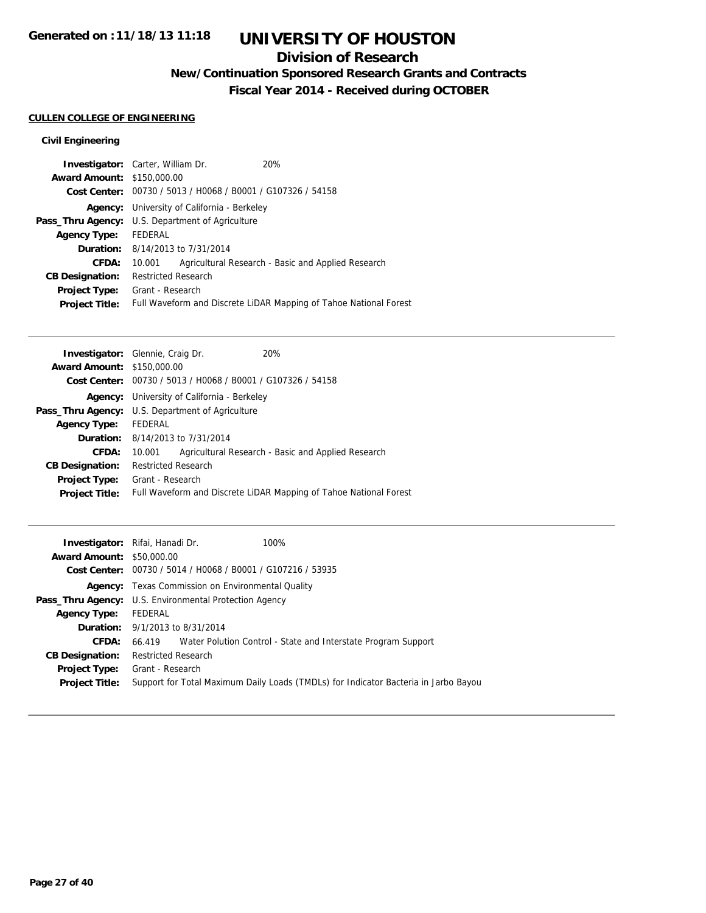**Generated on :11/18/13 11:18**

# UNIVERSITY OF HOUSTON

## Division of Research

### New/Continuation Sponsored Research Grants and Contracts

### Fiscal Year 2014 - Received during OCTOBER

**CULLEN COLLEGE OF ENGINEERING**

**Civil Engineering**

**Investigator:** Carter, William Dr. 20%
**Award Amount:** $150,000.00
**Cost Center:** 00730 / 5013 / H0068 / B0001 / G107326 / 54158
**Agency:** University of California - Berkeley
**Pass_Thru Agency:** U.S. Department of Agriculture
**Agency Type:** FEDERAL
**Duration:** 8/14/2013 to 7/31/2014
**CFDA:** 10.001 Agricultural Research - Basic and Applied Research
**CB Designation:** Restricted Research
**Project Type:** Grant - Research
**Project Title:** Full Waveform and Discrete LiDAR Mapping of Tahoe National Forest

---

**Investigator:** Glennie, Craig Dr. 20%
**Award Amount:** $150,000.00
**Cost Center:** 00730 / 5013 / H0068 / B0001 / G107326 / 54158
**Agency:** University of California - Berkeley
**Pass_Thru Agency:** U.S. Department of Agriculture
**Agency Type:** FEDERAL
**Duration:** 8/14/2013 to 7/31/2014
**CFDA:** 10.001 Agricultural Research - Basic and Applied Research
**CB Designation:** Restricted Research
**Project Type:** Grant - Research
**Project Title:** Full Waveform and Discrete LiDAR Mapping of Tahoe National Forest

---

**Investigator:** Rifai, Hanadi Dr. 100%
**Award Amount:** $50,000.00
**Cost Center:** 00730 / 5014 / H0068 / B0001 / G107216 / 53935
**Agency:** Texas Commission on Environmental Quality
**Pass_Thru Agency:** U.S. Environmental Protection Agency
**Agency Type:** FEDERAL
**Duration:** 9/1/2013 to 8/31/2014
**CFDA:** 66.419 Water Polution Control - State and Interstate Program Support
**CB Designation:** Restricted Research
**Project Type:** Grant - Research
**Project Title:** Support for Total Maximum Daily Loads (TMDLs) for Indicator Bacteria in Jarbo Bayou

---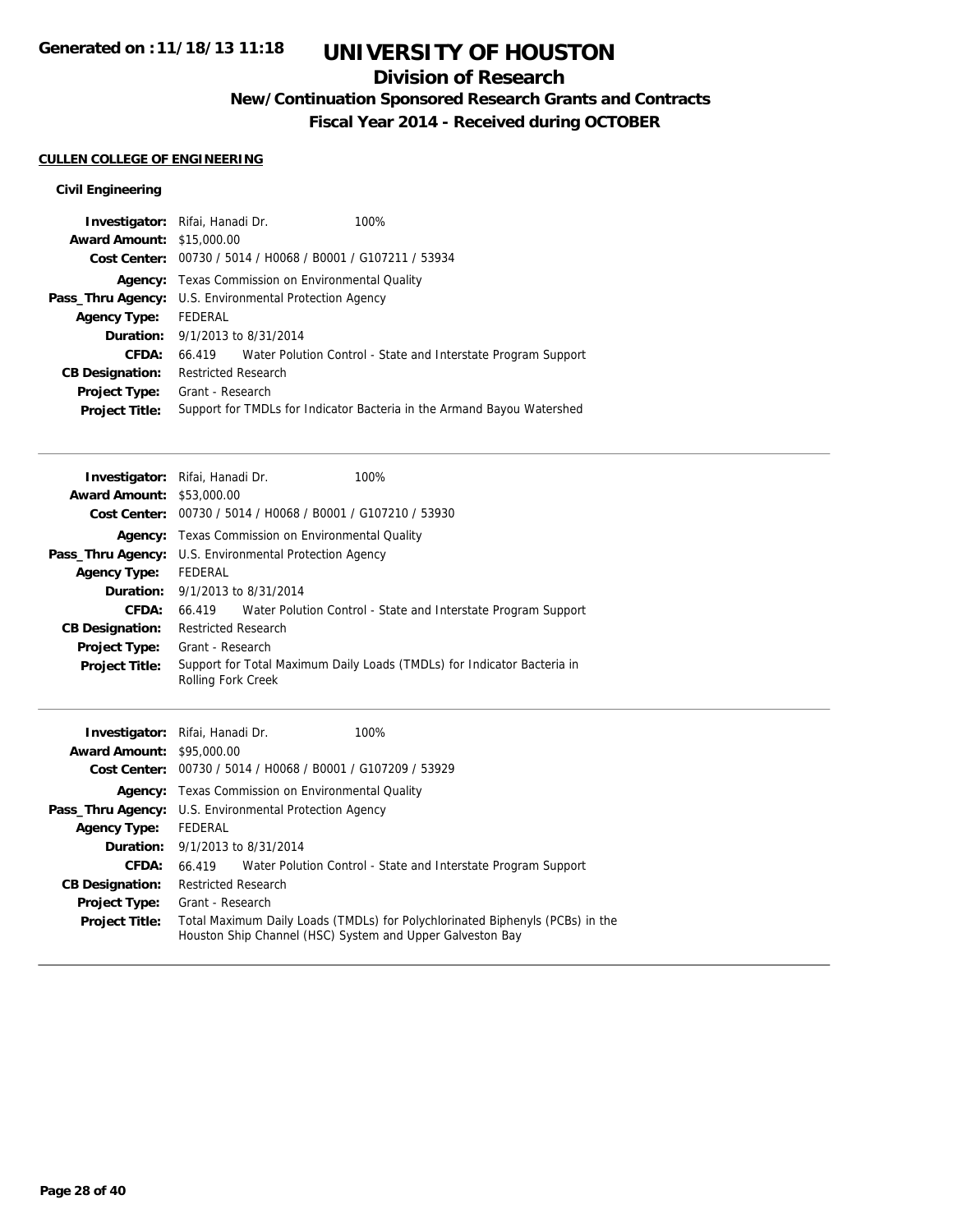# UNIVERSITY OF HOUSTON

## Division of Research

### New/Continuation Sponsored Research Grants and Contracts

### Fiscal Year 2014 - Received during OCTOBER

Generated on :11/18/13 11:18

**CULLEN COLLEGE OF ENGINEERING**

**Civil Engineering**

**Investigator:** Rifai, Hanadi Dr. 100%
**Award Amount:** $15,000.00
**Cost Center:** 00730 / 5014 / H0068 / B0001 / G107211 / 53934
**Agency:** Texas Commission on Environmental Quality
**Pass_Thru Agency:** U.S. Environmental Protection Agency
**Agency Type:** FEDERAL
**Duration:** 9/1/2013 to 8/31/2014
**CFDA:** 66.419 Water Polution Control - State and Interstate Program Support
**CB Designation:** Restricted Research
**Project Type:** Grant - Research
**Project Title:** Support for TMDLs for Indicator Bacteria in the Armand Bayou Watershed

---

**Investigator:** Rifai, Hanadi Dr. 100%
**Award Amount:** $53,000.00
**Cost Center:** 00730 / 5014 / H0068 / B0001 / G107210 / 53930
**Agency:** Texas Commission on Environmental Quality
**Pass_Thru Agency:** U.S. Environmental Protection Agency
**Agency Type:** FEDERAL
**Duration:** 9/1/2013 to 8/31/2014
**CFDA:** 66.419 Water Polution Control - State and Interstate Program Support
**CB Designation:** Restricted Research
**Project Type:** Grant - Research
**Project Title:** Support for Total Maximum Daily Loads (TMDLs) for Indicator Bacteria in Rolling Fork Creek

---

**Investigator:** Rifai, Hanadi Dr. 100%
**Award Amount:** $95,000.00
**Cost Center:** 00730 / 5014 / H0068 / B0001 / G107209 / 53929
**Agency:** Texas Commission on Environmental Quality
**Pass_Thru Agency:** U.S. Environmental Protection Agency
**Agency Type:** FEDERAL
**Duration:** 9/1/2013 to 8/31/2014
**CFDA:** 66.419 Water Polution Control - State and Interstate Program Support
**CB Designation:** Restricted Research
**Project Type:** Grant - Research
**Project Title:** Total Maximum Daily Loads (TMDLs) for Polychlorinated Biphenyls (PCBs) in the Houston Ship Channel (HSC) System and Upper Galveston Bay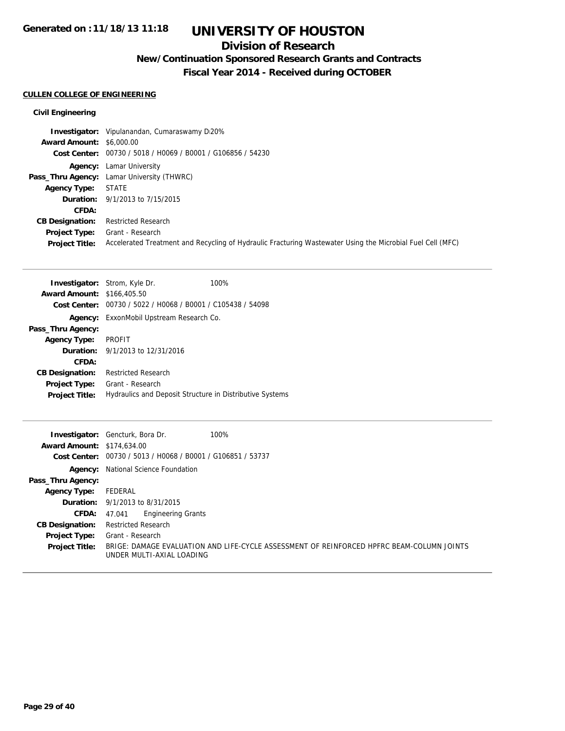# UNIVERSITY OF HOUSTON

## Division of Research

### New/Continuation Sponsored Research Grants and Contracts

### Fiscal Year 2014 - Received during OCTOBER

**CULLEN COLLEGE OF ENGINEERING**

**Civil Engineering**

**Investigator:** Vipulanandan, Cumaraswamy D 20%
**Award Amount:** $6,000.00
**Cost Center:** 00730 / 5018 / H0069 / B0001 / G106856 / 54230
**Agency:** Lamar University
**Pass_Thru Agency:** Lamar University (THWRC)
**Agency Type:** STATE
**Duration:** 9/1/2013 to 7/15/2015
**CFDA:**
**CB Designation:** Restricted Research
**Project Type:** Grant - Research
**Project Title:** Accelerated Treatment and Recycling of Hydraulic Fracturing Wastewater Using the Microbial Fuel Cell (MFC)

---

**Investigator:** Strom, Kyle Dr. 100%
**Award Amount:** $166,405.50
**Cost Center:** 00730 / 5022 / H0068 / B0001 / C105438 / 54098
**Agency:** ExxonMobil Upstream Research Co.
**Pass_Thru Agency:**
**Agency Type:** PROFIT
**Duration:** 9/1/2013 to 12/31/2016
**CFDA:**
**CB Designation:** Restricted Research
**Project Type:** Grant - Research
**Project Title:** Hydraulics and Deposit Structure in Distributive Systems

---

**Investigator:** Gencturk, Bora Dr. 100%
**Award Amount:** $174,634.00
**Cost Center:** 00730 / 5013 / H0068 / B0001 / G106851 / 53737
**Agency:** National Science Foundation
**Pass_Thru Agency:**
**Agency Type:** FEDERAL
**Duration:** 9/1/2013 to 8/31/2015
**CFDA:** 47.041 Engineering Grants
**CB Designation:** Restricted Research
**Project Type:** Grant - Research
**Project Title:** BRIGE: DAMAGE EVALUATION AND LIFE-CYCLE ASSESSMENT OF REINFORCED HPFRC BEAM-COLUMN JOINTS UNDER MULTI-AXIAL LOADING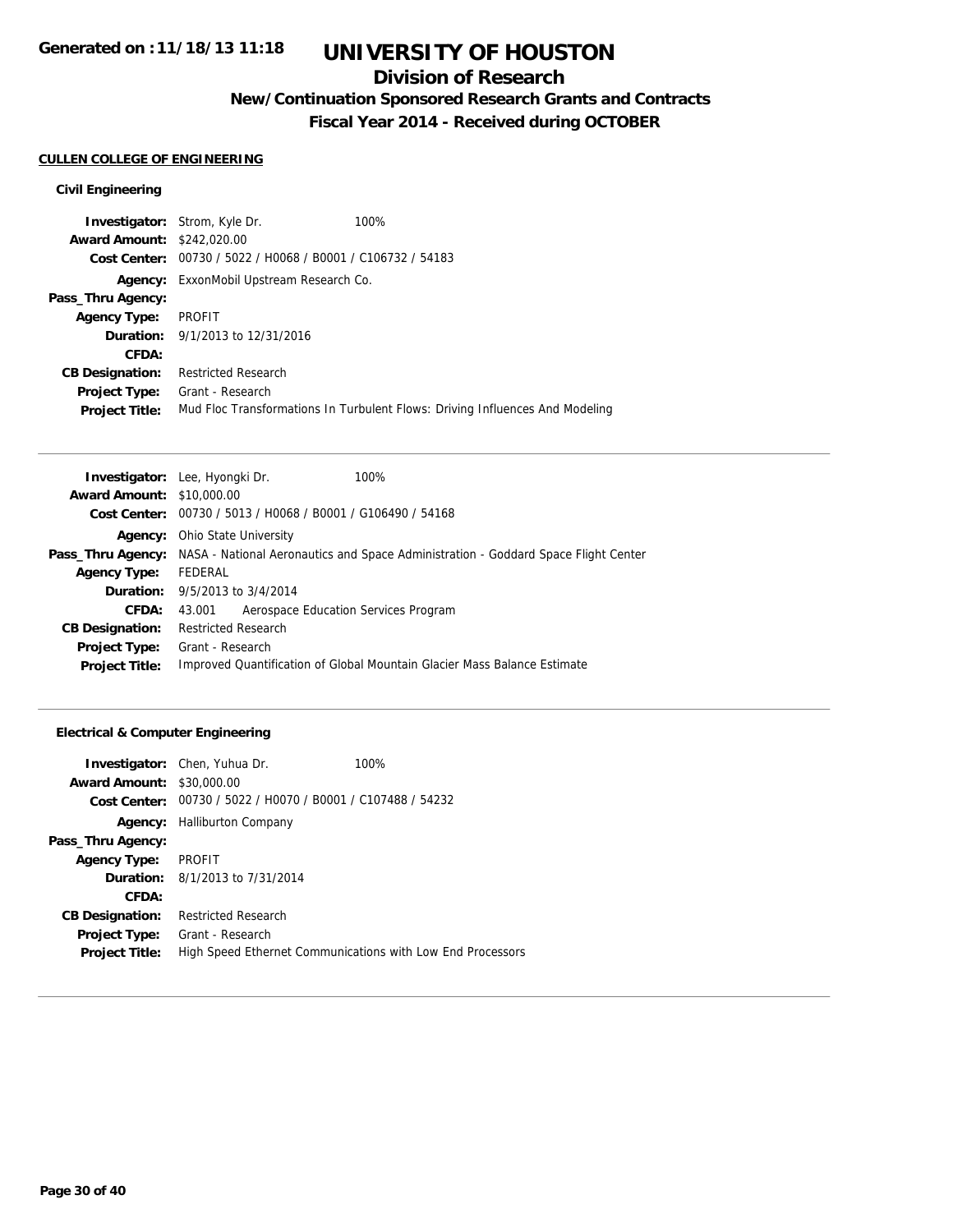# UNIVERSITY OF HOUSTON

## Division of Research

### New/Continuation Sponsored Research Grants and Contracts

### Fiscal Year 2014 - Received during OCTOBER

Generated on :11/18/13 11:18

**CULLEN COLLEGE OF ENGINEERING**

**Civil Engineering**

**Investigator:** Strom, Kyle Dr. 100%
**Award Amount:** $242,020.00
**Cost Center:** 00730 / 5022 / H0068 / B0001 / C106732 / 54183
**Agency:** ExxonMobil Upstream Research Co.
**Pass_Thru Agency:**
**Agency Type:** PROFIT
**Duration:** 9/1/2013 to 12/31/2016
**CFDA:**
**CB Designation:** Restricted Research
**Project Type:** Grant - Research
**Project Title:** Mud Floc Transformations In Turbulent Flows: Driving Influences And Modeling

---

**Investigator:** Lee, Hyongki Dr. 100%
**Award Amount:** $10,000.00
**Cost Center:** 00730 / 5013 / H0068 / B0001 / G106490 / 54168
**Agency:** Ohio State University
**Pass_Thru Agency:** NASA - National Aeronautics and Space Administration - Goddard Space Flight Center
**Agency Type:** FEDERAL
**Duration:** 9/5/2013 to 3/4/2014
**CFDA:** 43.001 Aerospace Education Services Program
**CB Designation:** Restricted Research
**Project Type:** Grant - Research
**Project Title:** Improved Quantification of Global Mountain Glacier Mass Balance Estimate

---

**Electrical & Computer Engineering**

**Investigator:** Chen, Yuhua Dr. 100%
**Award Amount:** $30,000.00
**Cost Center:** 00730 / 5022 / H0070 / B0001 / C107488 / 54232
**Agency:** Halliburton Company
**Pass_Thru Agency:**
**Agency Type:** PROFIT
**Duration:** 8/1/2013 to 7/31/2014
**CFDA:**
**CB Designation:** Restricted Research
**Project Type:** Grant - Research
**Project Title:** High Speed Ethernet Communications with Low End Processors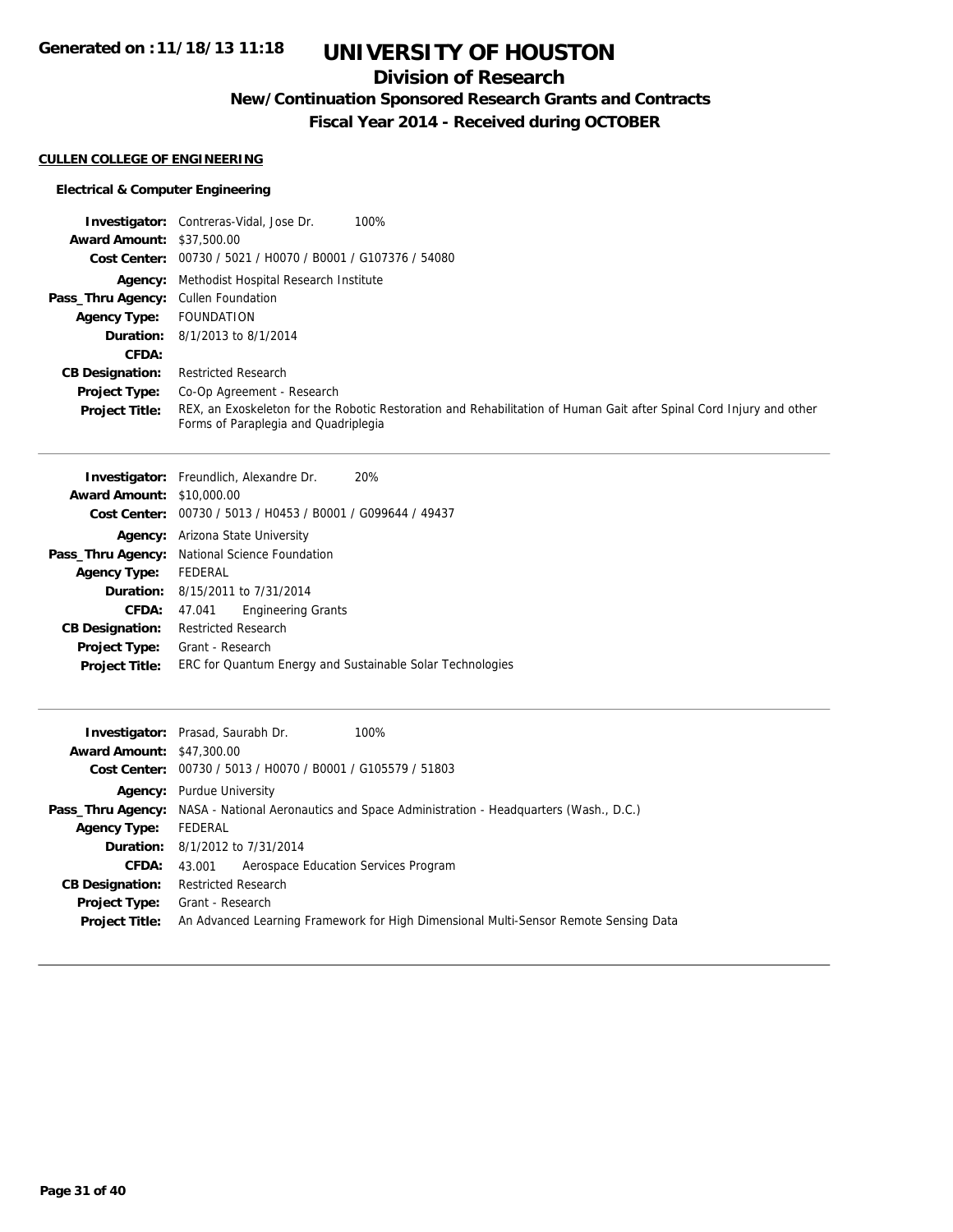# UNIVERSITY OF HOUSTON

## Division of Research

### New/Continuation Sponsored Research Grants and Contracts

### Fiscal Year 2014 - Received during OCTOBER

Generated on :11/18/13 11:18

**CULLEN COLLEGE OF ENGINEERING**

**Electrical & Computer Engineering**

**Investigator:** Contreras-Vidal, Jose Dr. 100%
**Award Amount:** $37,500.00
**Cost Center:** 00730 / 5021 / H0070 / B0001 / G107376 / 54080
**Agency:** Methodist Hospital Research Institute
**Pass_Thru Agency:** Cullen Foundation
**Agency Type:** FOUNDATION
**Duration:** 8/1/2013 to 8/1/2014
**CFDA:**
**CB Designation:** Restricted Research
**Project Type:** Co-Op Agreement - Research
**Project Title:** REX, an Exoskeleton for the Robotic Restoration and Rehabilitation of Human Gait after Spinal Cord Injury and other Forms of Paraplegia and Quadriplegia

---

**Investigator:** Freundlich, Alexandre Dr. 20%
**Award Amount:** $10,000.00
**Cost Center:** 00730 / 5013 / H0453 / B0001 / G099644 / 49437
**Agency:** Arizona State University
**Pass_Thru Agency:** National Science Foundation
**Agency Type:** FEDERAL
**Duration:** 8/15/2011 to 7/31/2014
**CFDA:** 47.041 Engineering Grants
**CB Designation:** Restricted Research
**Project Type:** Grant - Research
**Project Title:** ERC for Quantum Energy and Sustainable Solar Technologies

---

**Investigator:** Prasad, Saurabh Dr. 100%
**Award Amount:** $47,300.00
**Cost Center:** 00730 / 5013 / H0070 / B0001 / G105579 / 51803
**Agency:** Purdue University
**Pass_Thru Agency:** NASA - National Aeronautics and Space Administration - Headquarters (Wash., D.C.)
**Agency Type:** FEDERAL
**Duration:** 8/1/2012 to 7/31/2014
**CFDA:** 43.001 Aerospace Education Services Program
**CB Designation:** Restricted Research
**Project Type:** Grant - Research
**Project Title:** An Advanced Learning Framework for High Dimensional Multi-Sensor Remote Sensing Data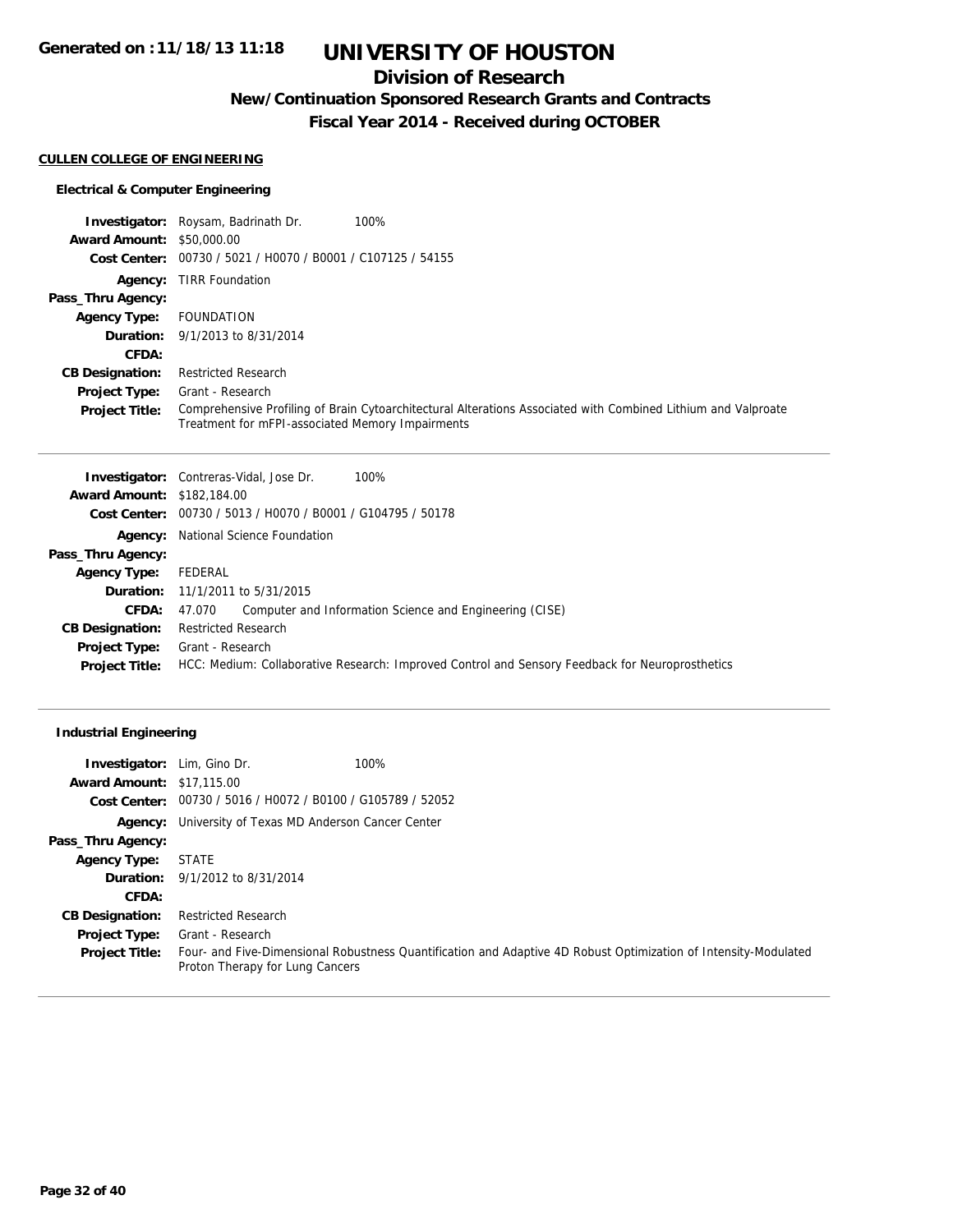# UNIVERSITY OF HOUSTON

## Division of Research

### New/Continuation Sponsored Research Grants and Contracts

### Fiscal Year 2014 - Received during OCTOBER

Generated on :11/18/13 11:18

#### CULLEN COLLEGE OF ENGINEERING

##### Electrical & Computer Engineering

**Investigator:** Roysam, Badrinath Dr. 100%
**Award Amount:** $50,000.00
**Cost Center:** 00730 / 5021 / H0070 / B0001 / C107125 / 54155
**Agency:** TIRR Foundation
**Pass_Thru Agency:**
**Agency Type:** FOUNDATION
**Duration:** 9/1/2013 to 8/31/2014
**CFDA:**
**CB Designation:** Restricted Research
**Project Type:** Grant - Research
**Project Title:** Comprehensive Profiling of Brain Cytoarchitectural Alterations Associated with Combined Lithium and Valproate Treatment for mFPI-associated Memory Impairments

---

**Investigator:** Contreras-Vidal, Jose Dr. 100%
**Award Amount:** $182,184.00
**Cost Center:** 00730 / 5013 / H0070 / B0001 / G104795 / 50178
**Agency:** National Science Foundation
**Pass_Thru Agency:**
**Agency Type:** FEDERAL
**Duration:** 11/1/2011 to 5/31/2015
**CFDA:** 47.070 Computer and Information Science and Engineering (CISE)
**CB Designation:** Restricted Research
**Project Type:** Grant - Research
**Project Title:** HCC: Medium: Collaborative Research: Improved Control and Sensory Feedback for Neuroprosthetics

---

##### Industrial Engineering

**Investigator:** Lim, Gino Dr. 100%
**Award Amount:** $17,115.00
**Cost Center:** 00730 / 5016 / H0072 / B0100 / G105789 / 52052
**Agency:** University of Texas MD Anderson Cancer Center
**Pass_Thru Agency:**
**Agency Type:** STATE
**Duration:** 9/1/2012 to 8/31/2014
**CFDA:**
**CB Designation:** Restricted Research
**Project Type:** Grant - Research
**Project Title:** Four- and Five-Dimensional Robustness Quantification and Adaptive 4D Robust Optimization of Intensity-Modulated Proton Therapy for Lung Cancers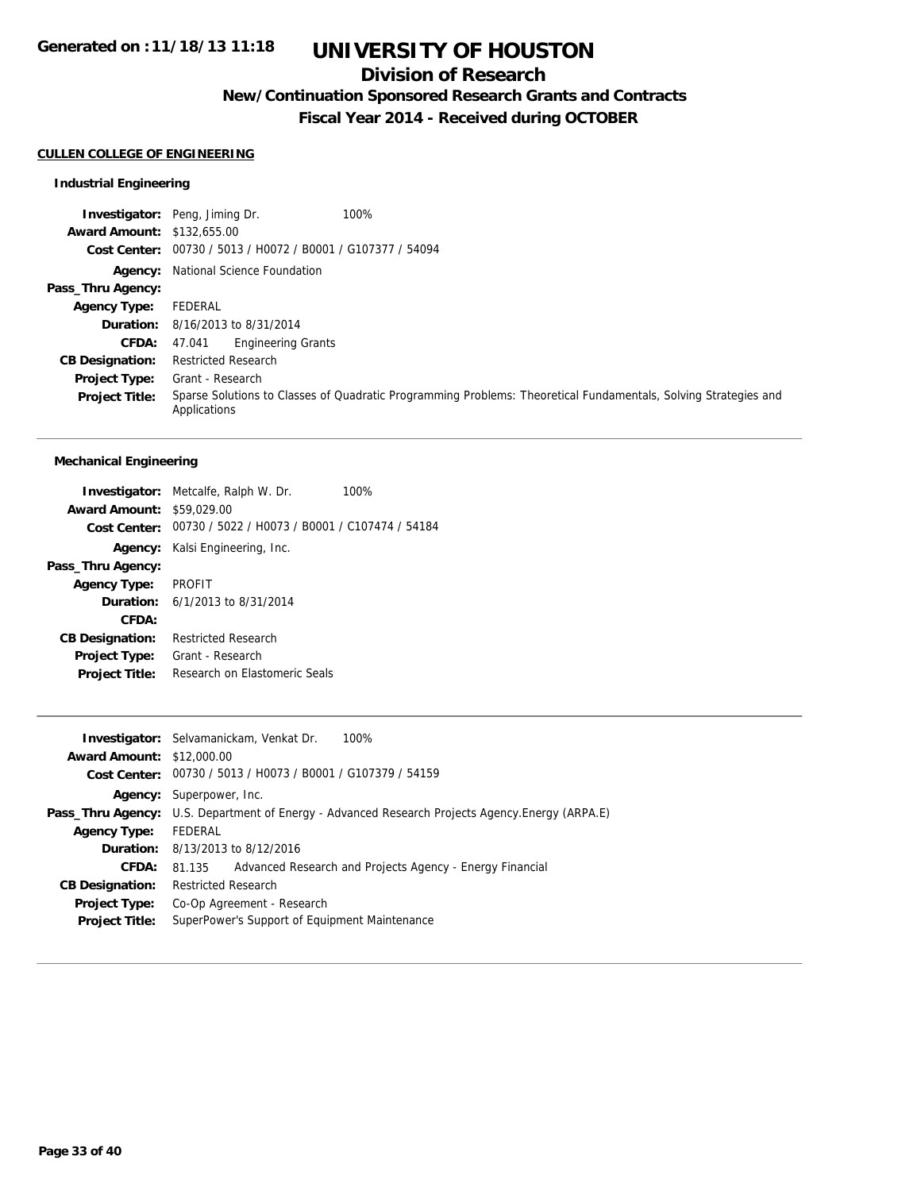# UNIVERSITY OF HOUSTON

## Division of Research

### New/Continuation Sponsored Research Grants and Contracts

### Fiscal Year 2014 - Received during OCTOBER

**Generated on :11/18/13 11:18**

**CULLEN COLLEGE OF ENGINEERING**

#### Industrial Engineering

**Investigator:** Peng, Jiming Dr. 100%
**Award Amount:** $132,655.00
**Cost Center:** 00730 / 5013 / H0072 / B0001 / G107377 / 54094
**Agency:** National Science Foundation
**Pass_Thru Agency:**
**Agency Type:** FEDERAL
**Duration:** 8/16/2013 to 8/31/2014
**CFDA:** 47.041 Engineering Grants
**CB Designation:** Restricted Research
**Project Type:** Grant - Research
**Project Title:** Sparse Solutions to Classes of Quadratic Programming Problems: Theoretical Fundamentals, Solving Strategies and Applications

---

#### Mechanical Engineering

**Investigator:** Metcalfe, Ralph W. Dr. 100%
**Award Amount:** $59,029.00
**Cost Center:** 00730 / 5022 / H0073 / B0001 / C107474 / 54184
**Agency:** Kalsi Engineering, Inc.
**Pass_Thru Agency:**
**Agency Type:** PROFIT
**Duration:** 6/1/2013 to 8/31/2014
**CFDA:**
**CB Designation:** Restricted Research
**Project Type:** Grant - Research
**Project Title:** Research on Elastomeric Seals

---

**Investigator:** Selvamanickam, Venkat Dr. 100%
**Award Amount:** $12,000.00
**Cost Center:** 00730 / 5013 / H0073 / B0001 / G107379 / 54159
**Agency:** Superpower, Inc.
**Pass_Thru Agency:** U.S. Department of Energy - Advanced Research Projects Agency.Energy (ARPA.E)
**Agency Type:** FEDERAL
**Duration:** 8/13/2013 to 8/12/2016
**CFDA:** 81.135 Advanced Research and Projects Agency - Energy Financial
**CB Designation:** Restricted Research
**Project Type:** Co-Op Agreement - Research
**Project Title:** SuperPower's Support of Equipment Maintenance

---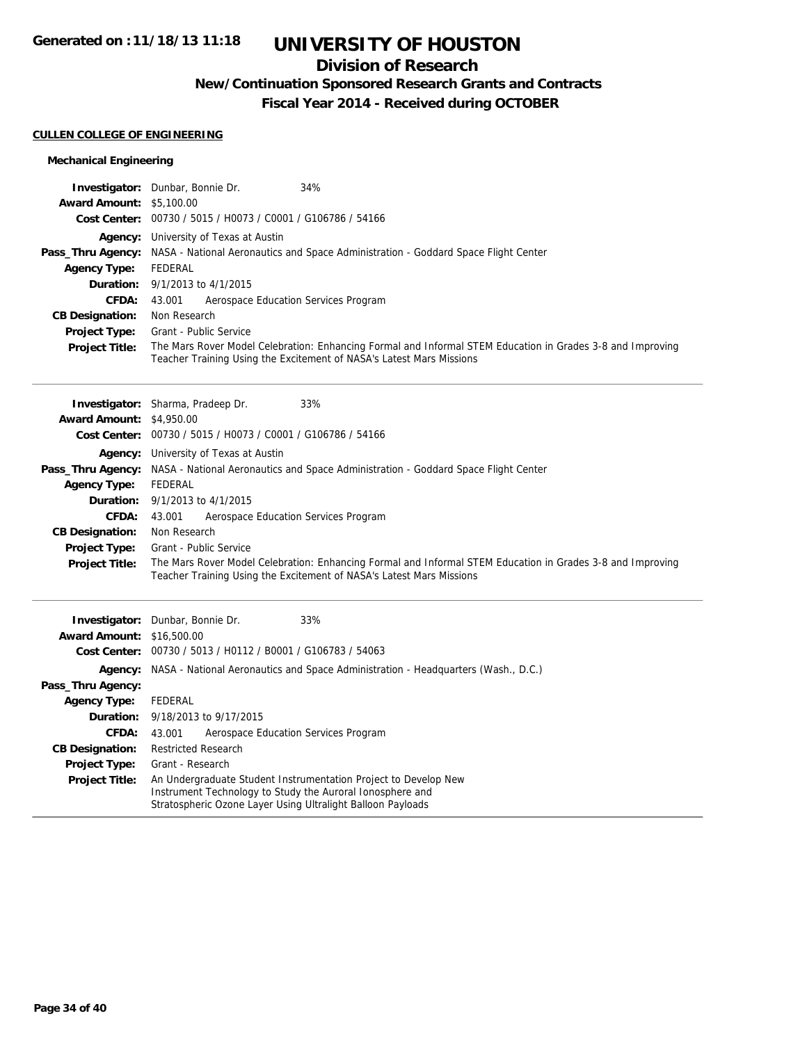# UNIVERSITY OF HOUSTON

## Division of Research

### New/Continuation Sponsored Research Grants and Contracts

### Fiscal Year 2014 - Received during OCTOBER

Generated on :11/18/13 11:18

**CULLEN COLLEGE OF ENGINEERING**

**Mechanical Engineering**

**Investigator:** Dunbar, Bonnie Dr. 34%
**Award Amount:** $5,100.00
**Cost Center:** 00730 / 5015 / H0073 / C0001 / G106786 / 54166
**Agency:** University of Texas at Austin
**Pass_Thru Agency:** NASA - National Aeronautics and Space Administration - Goddard Space Flight Center
**Agency Type:** FEDERAL
**Duration:** 9/1/2013 to 4/1/2015
**CFDA:** 43.001 Aerospace Education Services Program
**CB Designation:** Non Research
**Project Type:** Grant - Public Service
**Project Title:** The Mars Rover Model Celebration: Enhancing Formal and Informal STEM Education in Grades 3-8 and Improving Teacher Training Using the Excitement of NASA's Latest Mars Missions

---

**Investigator:** Sharma, Pradeep Dr. 33%
**Award Amount:** $4,950.00
**Cost Center:** 00730 / 5015 / H0073 / C0001 / G106786 / 54166
**Agency:** University of Texas at Austin
**Pass_Thru Agency:** NASA - National Aeronautics and Space Administration - Goddard Space Flight Center
**Agency Type:** FEDERAL
**Duration:** 9/1/2013 to 4/1/2015
**CFDA:** 43.001 Aerospace Education Services Program
**CB Designation:** Non Research
**Project Type:** Grant - Public Service
**Project Title:** The Mars Rover Model Celebration: Enhancing Formal and Informal STEM Education in Grades 3-8 and Improving Teacher Training Using the Excitement of NASA's Latest Mars Missions

---

**Investigator:** Dunbar, Bonnie Dr. 33%
**Award Amount:** $16,500.00
**Cost Center:** 00730 / 5013 / H0112 / B0001 / G106783 / 54063
**Agency:** NASA - National Aeronautics and Space Administration - Headquarters (Wash., D.C.)
**Pass_Thru Agency:**
**Agency Type:** FEDERAL
**Duration:** 9/18/2013 to 9/17/2015
**CFDA:** 43.001 Aerospace Education Services Program
**CB Designation:** Restricted Research
**Project Type:** Grant - Research
**Project Title:** An Undergraduate Student Instrumentation Project to Develop New Instrument Technology to Study the Auroral Ionosphere and Stratospheric Ozone Layer Using Ultralight Balloon Payloads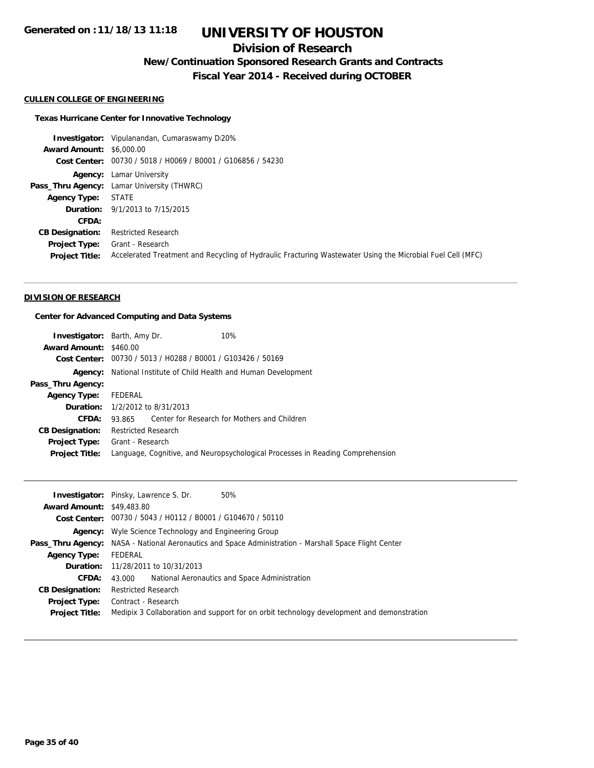# UNIVERSITY OF HOUSTON

## Division of Research

### New/Continuation Sponsored Research Grants and Contracts

### Fiscal Year 2014 - Received during OCTOBER

**CULLEN COLLEGE OF ENGINEERING**

**Texas Hurricane Center for Innovative Technology**

| | |
|---|---|
| **Investigator:** | Vipulanandan, Cumaraswamy D 20% |
| **Award Amount:** | $6,000.00 |
| **Cost Center:** | 00730 / 5018 / H0069 / B0001 / G106856 / 54230 |
| **Agency:** | Lamar University |
| **Pass_Thru Agency:** | Lamar University (THWRC) |
| **Agency Type:** | STATE |
| **Duration:** | 9/1/2013 to 7/15/2015 |
| **CFDA:** | |
| **CB Designation:** | Restricted Research |
| **Project Type:** | Grant - Research |
| **Project Title:** | Accelerated Treatment and Recycling of Hydraulic Fracturing Wastewater Using the Microbial Fuel Cell (MFC) |

**DIVISION OF RESEARCH**

**Center for Advanced Computing and Data Systems**

| | |
|---|---|
| **Investigator:** | Barth, Amy Dr. 10% |
| **Award Amount:** | $460.00 |
| **Cost Center:** | 00730 / 5013 / H0288 / B0001 / G103426 / 50169 |
| **Agency:** | National Institute of Child Health and Human Development |
| **Pass_Thru Agency:** | |
| **Agency Type:** | FEDERAL |
| **Duration:** | 1/2/2012 to 8/31/2013 |
| **CFDA:** | 93.865 Center for Research for Mothers and Children |
| **CB Designation:** | Restricted Research |
| **Project Type:** | Grant - Research |
| **Project Title:** | Language, Cognitive, and Neuropsychological Processes in Reading Comprehension |

| | |
|---|---|
| **Investigator:** | Pinsky, Lawrence S. Dr. 50% |
| **Award Amount:** | $49,483.80 |
| **Cost Center:** | 00730 / 5043 / H0112 / B0001 / G104670 / 50110 |
| **Agency:** | Wyle Science Technology and Engineering Group |
| **Pass_Thru Agency:** | NASA - National Aeronautics and Space Administration - Marshall Space Flight Center |
| **Agency Type:** | FEDERAL |
| **Duration:** | 11/28/2011 to 10/31/2013 |
| **CFDA:** | 43.000 National Aeronautics and Space Administration |
| **CB Designation:** | Restricted Research |
| **Project Type:** | Contract - Research |
| **Project Title:** | Medipix 3 Collaboration and support for on orbit technology development and demonstration |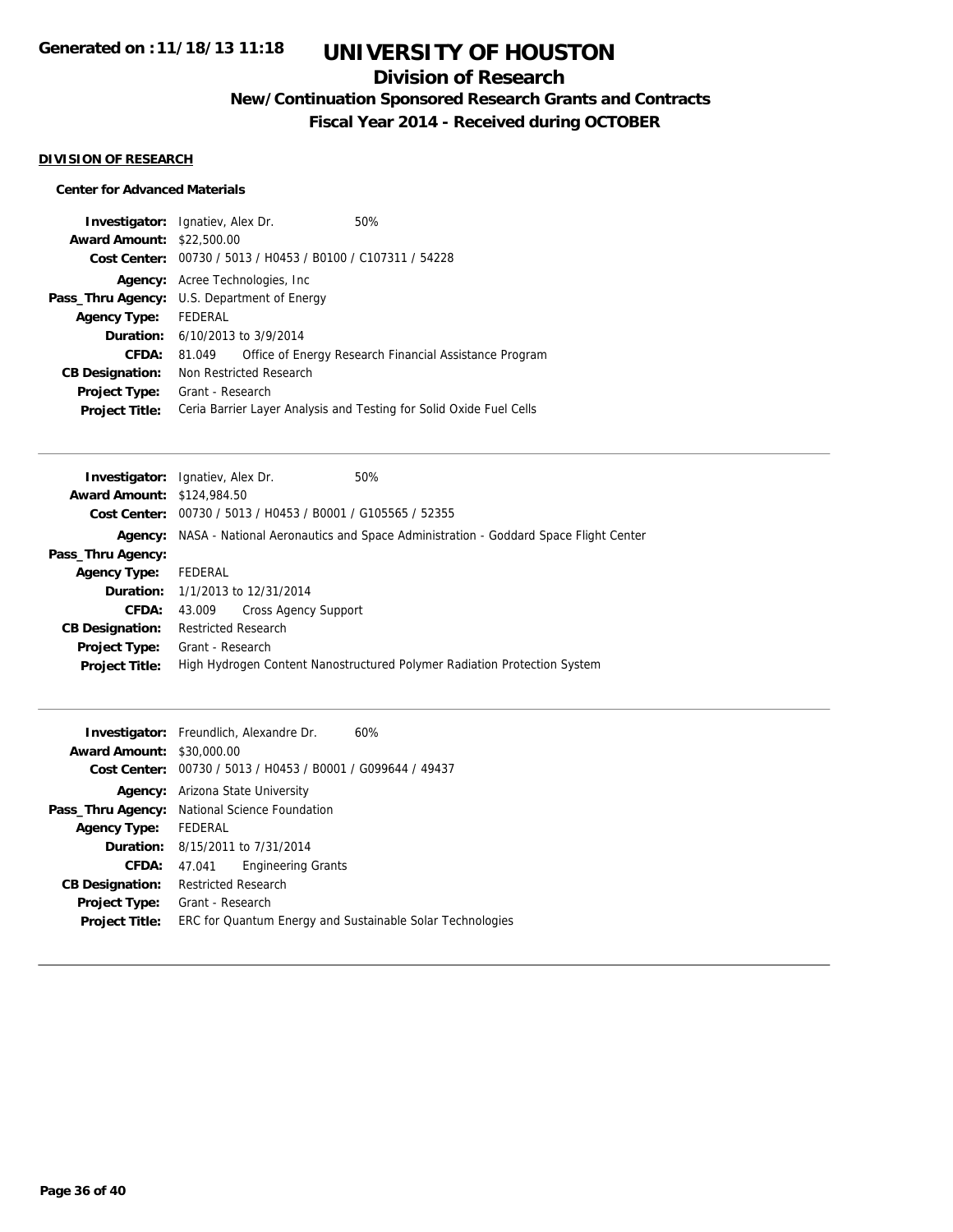**Generated on :11/18/13 11:18**

# UNIVERSITY OF HOUSTON

## Division of Research

### New/Continuation Sponsored Research Grants and Contracts

### Fiscal Year 2014 - Received during OCTOBER

**DIVISION OF RESEARCH**

**Center for Advanced Materials**

**Investigator:** Ignatiev, Alex Dr. 50%
**Award Amount:** $22,500.00
**Cost Center:** 00730 / 5013 / H0453 / B0100 / C107311 / 54228
**Agency:** Acree Technologies, Inc
**Pass_Thru Agency:** U.S. Department of Energy
**Agency Type:** FEDERAL
**Duration:** 6/10/2013 to 3/9/2014
**CFDA:** 81.049 Office of Energy Research Financial Assistance Program
**CB Designation:** Non Restricted Research
**Project Type:** Grant - Research
**Project Title:** Ceria Barrier Layer Analysis and Testing for Solid Oxide Fuel Cells

---

**Investigator:** Ignatiev, Alex Dr. 50%
**Award Amount:** $124,984.50
**Cost Center:** 00730 / 5013 / H0453 / B0001 / G105565 / 52355
**Agency:** NASA - National Aeronautics and Space Administration - Goddard Space Flight Center
**Pass_Thru Agency:**
**Agency Type:** FEDERAL
**Duration:** 1/1/2013 to 12/31/2014
**CFDA:** 43.009 Cross Agency Support
**CB Designation:** Restricted Research
**Project Type:** Grant - Research
**Project Title:** High Hydrogen Content Nanostructured Polymer Radiation Protection System

---

**Investigator:** Freundlich, Alexandre Dr. 60%
**Award Amount:** $30,000.00
**Cost Center:** 00730 / 5013 / H0453 / B0001 / G099644 / 49437
**Agency:** Arizona State University
**Pass_Thru Agency:** National Science Foundation
**Agency Type:** FEDERAL
**Duration:** 8/15/2011 to 7/31/2014
**CFDA:** 47.041 Engineering Grants
**CB Designation:** Restricted Research
**Project Type:** Grant - Research
**Project Title:** ERC for Quantum Energy and Sustainable Solar Technologies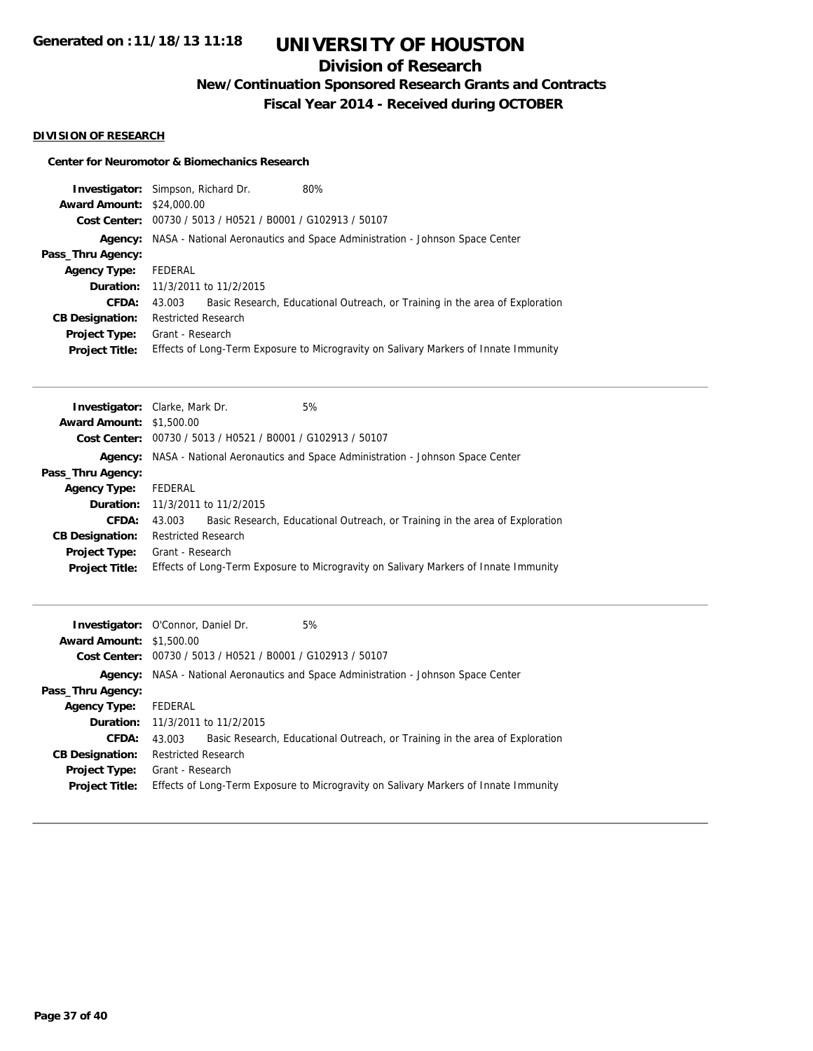# UNIVERSITY OF HOUSTON

## Division of Research

### New/Continuation Sponsored Research Grants and Contracts

### Fiscal Year 2014 - Received during OCTOBER

Generated on :11/18/13 11:18

**DIVISION OF RESEARCH**

**Center for Neuromotor & Biomechanics Research**

**Investigator:** Simpson, Richard Dr. 80%
**Award Amount:** $24,000.00
**Cost Center:** 00730 / 5013 / H0521 / B0001 / G102913 / 50107
**Agency:** NASA - National Aeronautics and Space Administration - Johnson Space Center
**Pass_Thru Agency:**
**Agency Type:** FEDERAL
**Duration:** 11/3/2011 to 11/2/2015
**CFDA:** 43.003 Basic Research, Educational Outreach, or Training in the area of Exploration
**CB Designation:** Restricted Research
**Project Type:** Grant - Research
**Project Title:** Effects of Long-Term Exposure to Microgravity on Salivary Markers of Innate Immunity

---

**Investigator:** Clarke, Mark Dr. 5%
**Award Amount:** $1,500.00
**Cost Center:** 00730 / 5013 / H0521 / B0001 / G102913 / 50107
**Agency:** NASA - National Aeronautics and Space Administration - Johnson Space Center
**Pass_Thru Agency:**
**Agency Type:** FEDERAL
**Duration:** 11/3/2011 to 11/2/2015
**CFDA:** 43.003 Basic Research, Educational Outreach, or Training in the area of Exploration
**CB Designation:** Restricted Research
**Project Type:** Grant - Research
**Project Title:** Effects of Long-Term Exposure to Microgravity on Salivary Markers of Innate Immunity

---

**Investigator:** O'Connor, Daniel Dr. 5%
**Award Amount:** $1,500.00
**Cost Center:** 00730 / 5013 / H0521 / B0001 / G102913 / 50107
**Agency:** NASA - National Aeronautics and Space Administration - Johnson Space Center
**Pass_Thru Agency:**
**Agency Type:** FEDERAL
**Duration:** 11/3/2011 to 11/2/2015
**CFDA:** 43.003 Basic Research, Educational Outreach, or Training in the area of Exploration
**CB Designation:** Restricted Research
**Project Type:** Grant - Research
**Project Title:** Effects of Long-Term Exposure to Microgravity on Salivary Markers of Innate Immunity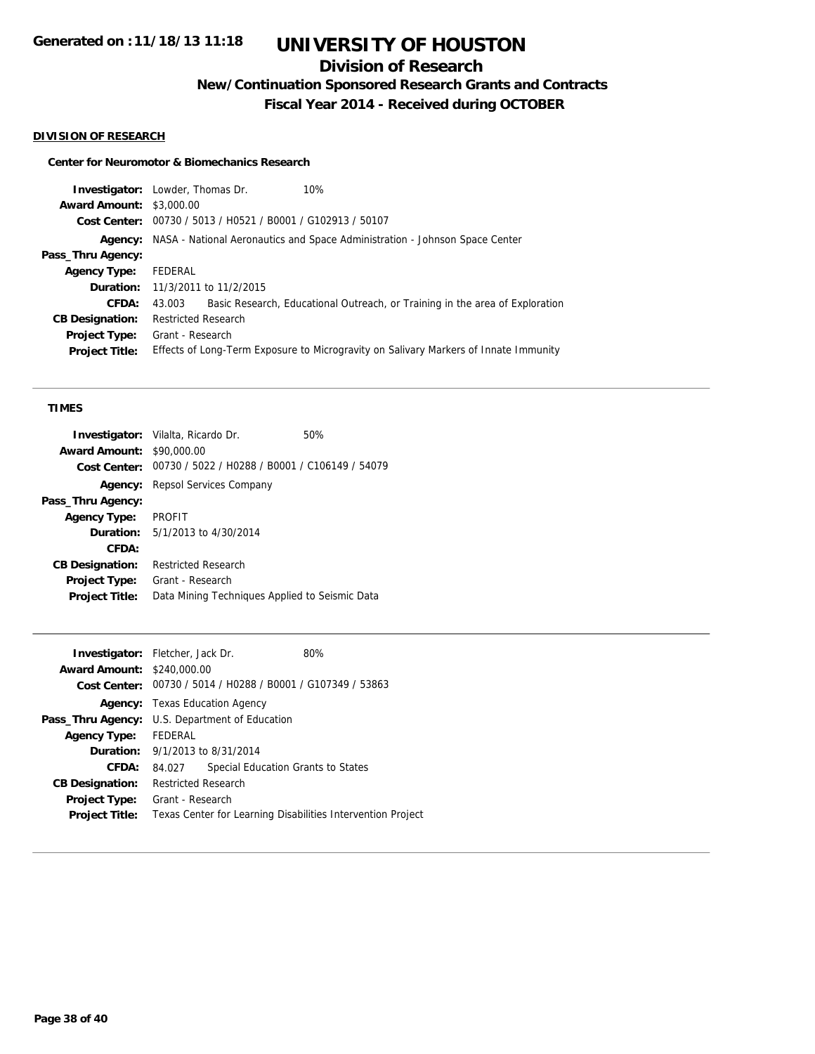**Generated on :11/18/13 11:18**

# UNIVERSITY OF HOUSTON

## Division of Research

### New/Continuation Sponsored Research Grants and Contracts

### Fiscal Year 2014 - Received during OCTOBER

**DIVISION OF RESEARCH**

**Center for Neuromotor & Biomechanics Research**

| | |
|---|---|
| **Investigator:** | Lowder, Thomas Dr. 10% |
| **Award Amount:** | $3,000.00 |
| **Cost Center:** | 00730 / 5013 / H0521 / B0001 / G102913 / 50107 |
| **Agency:** | NASA - National Aeronautics and Space Administration - Johnson Space Center |
| **Pass_Thru Agency:** | |
| **Agency Type:** | FEDERAL |
| **Duration:** | 11/3/2011 to 11/2/2015 |
| **CFDA:** | 43.003 Basic Research, Educational Outreach, or Training in the area of Exploration |
| **CB Designation:** | Restricted Research |
| **Project Type:** | Grant - Research |
| **Project Title:** | Effects of Long-Term Exposure to Microgravity on Salivary Markers of Innate Immunity |

**TIMES**

| | |
|---|---|
| **Investigator:** | Vilalta, Ricardo Dr. 50% |
| **Award Amount:** | $90,000.00 |
| **Cost Center:** | 00730 / 5022 / H0288 / B0001 / C106149 / 54079 |
| **Agency:** | Repsol Services Company |
| **Pass_Thru Agency:** | |
| **Agency Type:** | PROFIT |
| **Duration:** | 5/1/2013 to 4/30/2014 |
| **CFDA:** | |
| **CB Designation:** | Restricted Research |
| **Project Type:** | Grant - Research |
| **Project Title:** | Data Mining Techniques Applied to Seismic Data |

| | |
|---|---|
| **Investigator:** | Fletcher, Jack Dr. 80% |
| **Award Amount:** | $240,000.00 |
| **Cost Center:** | 00730 / 5014 / H0288 / B0001 / G107349 / 53863 |
| **Agency:** | Texas Education Agency |
| **Pass_Thru Agency:** | U.S. Department of Education |
| **Agency Type:** | FEDERAL |
| **Duration:** | 9/1/2013 to 8/31/2014 |
| **CFDA:** | 84.027 Special Education Grants to States |
| **CB Designation:** | Restricted Research |
| **Project Type:** | Grant - Research |
| **Project Title:** | Texas Center for Learning Disabilities Intervention Project |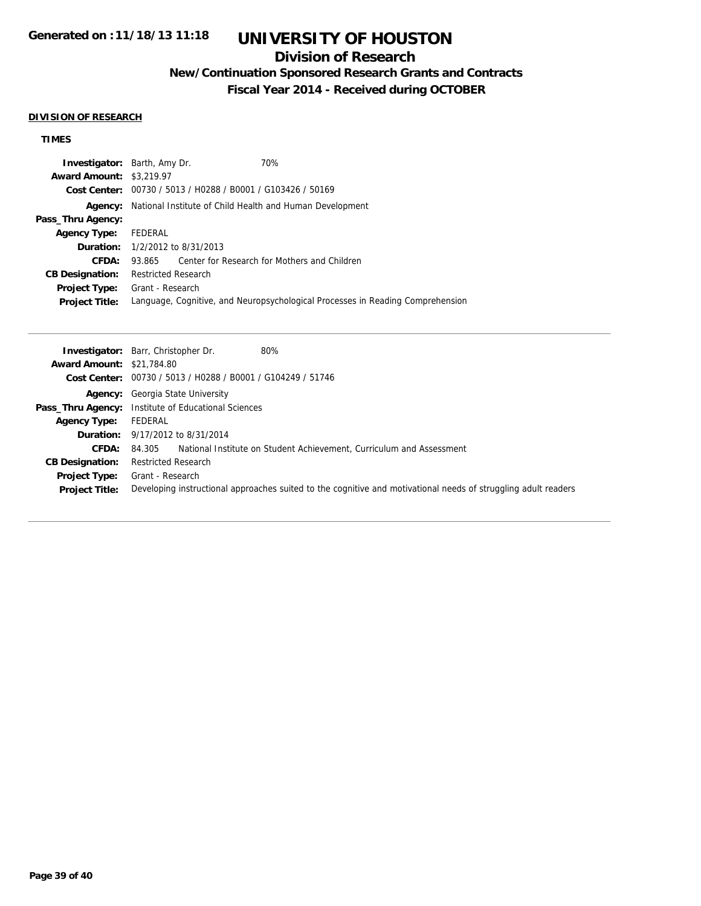# UNIVERSITY OF HOUSTON

## Division of Research

### New/Continuation Sponsored Research Grants and Contracts

### Fiscal Year 2014 - Received during OCTOBER

**DIVISION OF RESEARCH**

**TIMES**

**Investigator:** Barth, Amy Dr. 70%
**Award Amount:** $3,219.97
**Cost Center:** 00730 / 5013 / H0288 / B0001 / G103426 / 50169
**Agency:** National Institute of Child Health and Human Development
**Pass_Thru Agency:**
**Agency Type:** FEDERAL
**Duration:** 1/2/2012 to 8/31/2013
**CFDA:** 93.865 Center for Research for Mothers and Children
**CB Designation:** Restricted Research
**Project Type:** Grant - Research
**Project Title:** Language, Cognitive, and Neuropsychological Processes in Reading Comprehension

---

**Investigator:** Barr, Christopher Dr. 80%
**Award Amount:** $21,784.80
**Cost Center:** 00730 / 5013 / H0288 / B0001 / G104249 / 51746
**Agency:** Georgia State University
**Pass_Thru Agency:** Institute of Educational Sciences
**Agency Type:** FEDERAL
**Duration:** 9/17/2012 to 8/31/2014
**CFDA:** 84.305 National Institute on Student Achievement, Curriculum and Assessment
**CB Designation:** Restricted Research
**Project Type:** Grant - Research
**Project Title:** Developing instructional approaches suited to the cognitive and motivational needs of struggling adult readers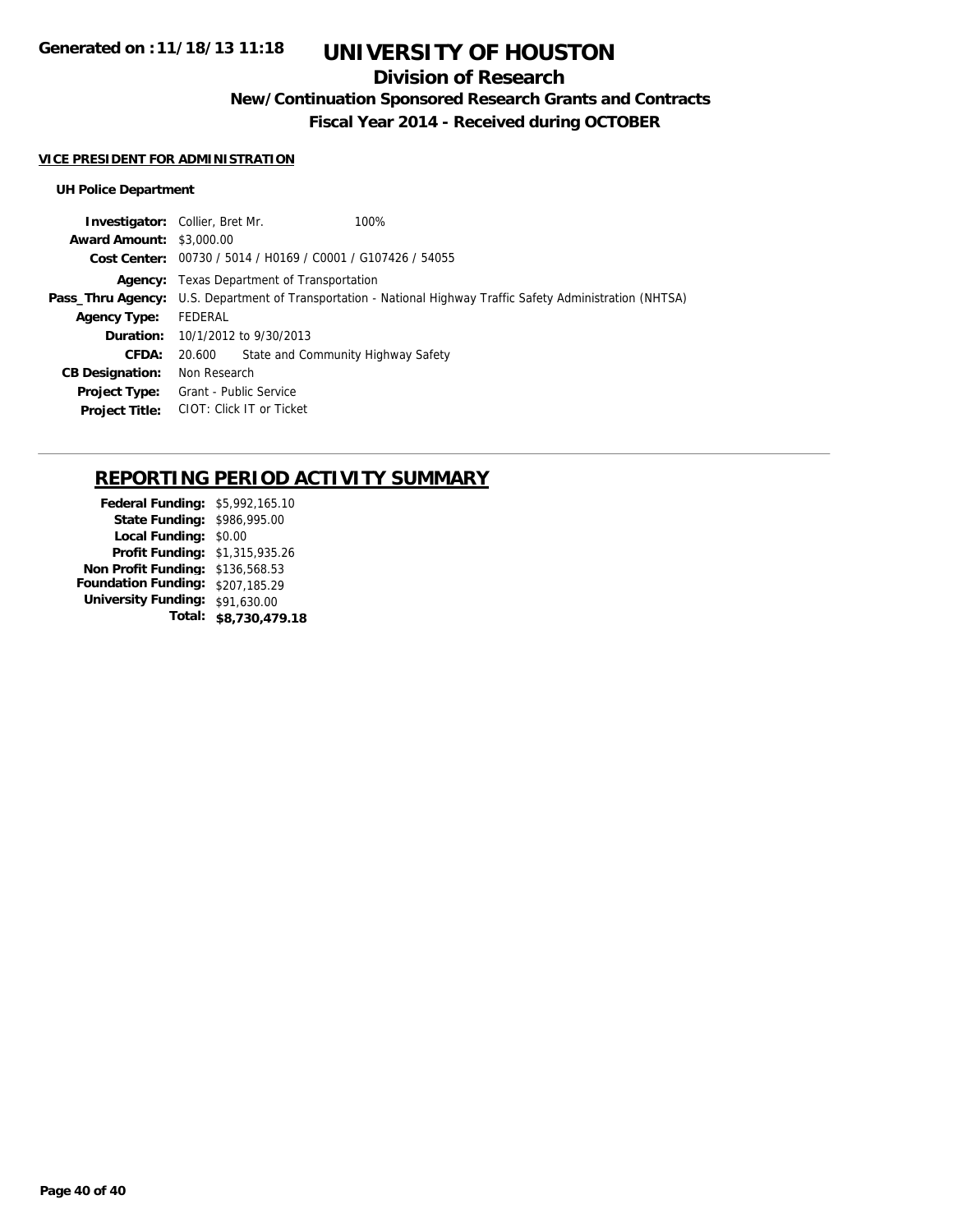Generated on :11/18/13 11:18

# UNIVERSITY OF HOUSTON

## Division of Research

### New/Continuation Sponsored Research Grants and Contracts

### Fiscal Year 2014 - Received during OCTOBER

**VICE PRESIDENT FOR ADMINISTRATION**

**UH Police Department**

**Investigator:** Collier, Bret Mr. 100%
**Award Amount:** $3,000.00
**Cost Center:** 00730 / 5014 / H0169 / C0001 / G107426 / 54055
**Agency:** Texas Department of Transportation
**Pass_Thru Agency:** U.S. Department of Transportation - National Highway Traffic Safety Administration (NHTSA)
**Agency Type:** FEDERAL
**Duration:** 10/1/2012 to 9/30/2013
**CFDA:** 20.600 State and Community Highway Safety
**CB Designation:** Non Research
**Project Type:** Grant - Public Service
**Project Title:** CIOT: Click IT or Ticket

## REPORTING PERIOD ACTIVITY SUMMARY

**Federal Funding:** $5,992,165.10
**State Funding:** $986,995.00
**Local Funding:** $0.00
**Profit Funding:** $1,315,935.26
**Non Profit Funding:** $136,568.53
**Foundation Funding:** $207,185.29
**University Funding:** $91,630.00
**Total:** **$8,730,479.18**